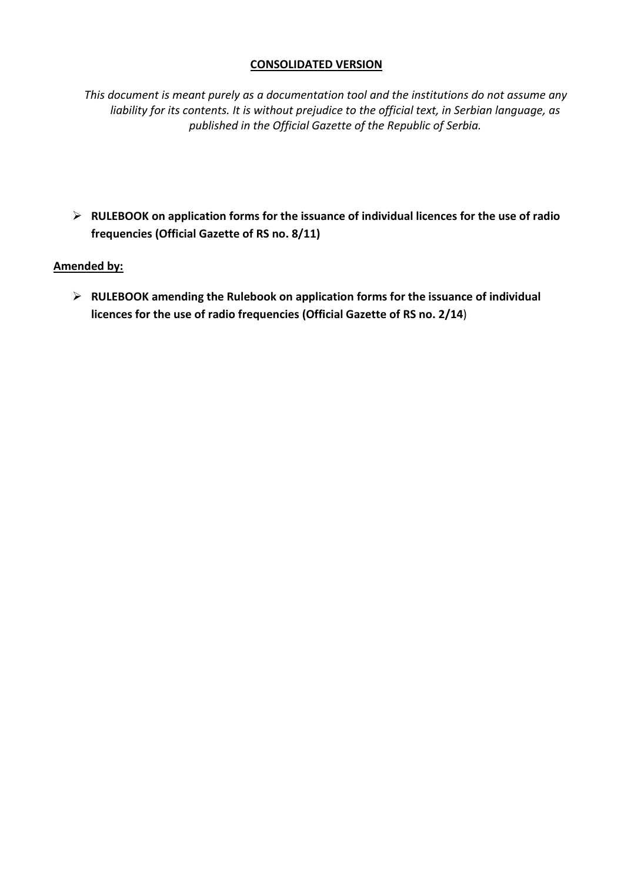**CONSOLIDATED VERSION**

*This document is meant purely as a documentation tool and the institutions do not assume any liability for its contents. It is without prejudice to the official text, in Serbian language, as published in the Official Gazette of the Republic of Serbia.*

- **RULEBOOK on application forms for the issuance of individual licences for the use of radio frequencies (Official Gazette of RS no. 8/11)**

**Amended by:**

- **RULEBOOK amending the Rulebook on application forms for the issuance of individual licences for the use of radio frequencies (Official Gazette of RS no. 2/14**)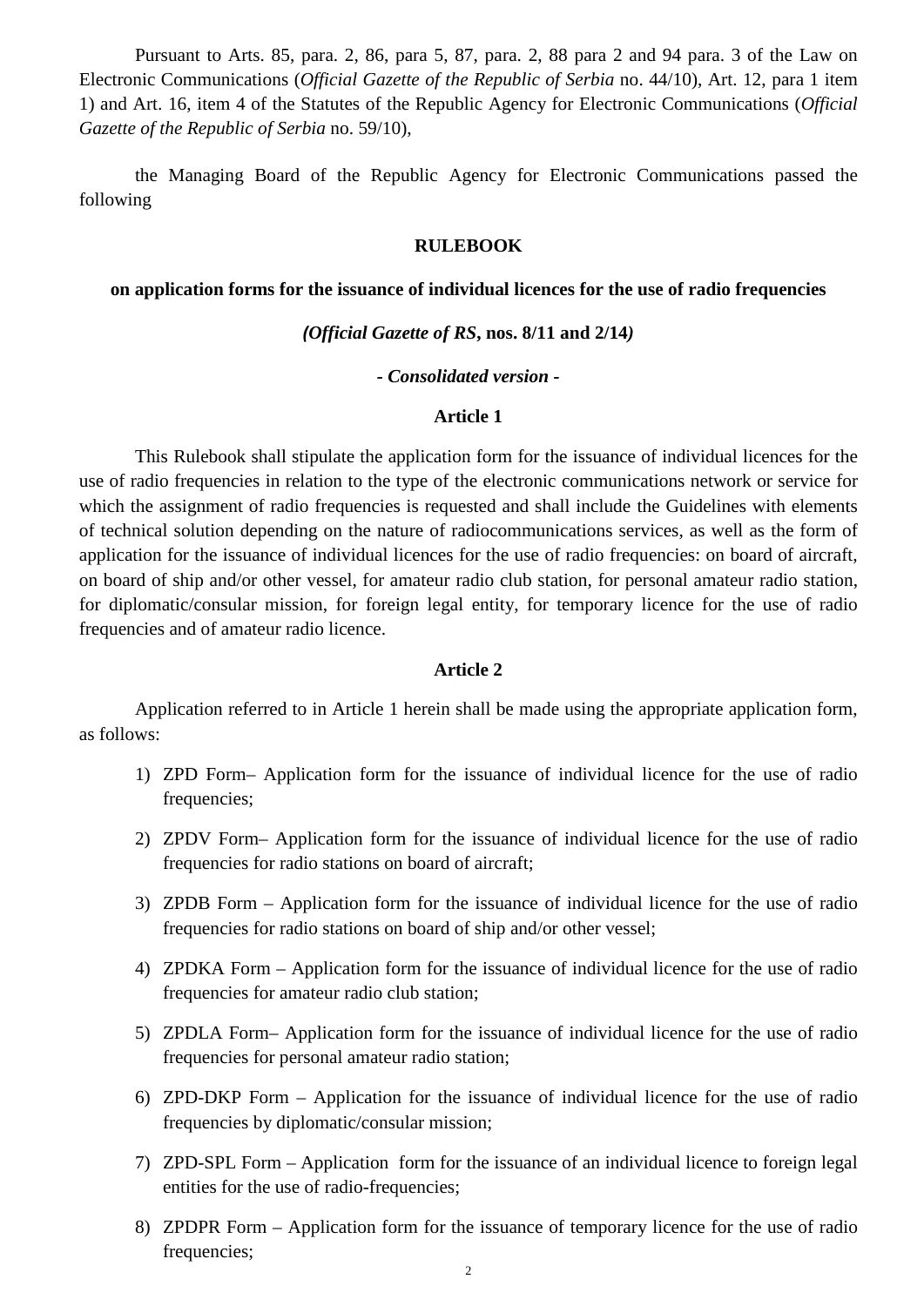Pursuant to Arts. 85, para. 2, 86, para 5, 87, para. 2, 88 para 2 and 94 para. 3 of the Law on Electronic Communications (*Official Gazette of the Republic of Serbia* no. 44/10), Art. 12, para 1 item 1) and Art. 16, item 4 of the Statutes of the Republic Agency for Electronic Communications (*Official Gazette of the Republic of Serbia* no. 59/10),

the Managing Board of the Republic Agency for Electronic Communications passed the following

**RULEBOOK**

**on application forms for the issuance of individual licences for the use of radio frequencies**

***(Official Gazette of RS*, nos. 8/11 and 2/14*)***

***- Consolidated version -***

**Article 1**

This Rulebook shall stipulate the application form for the issuance of individual licences for the use of radio frequencies in relation to the type of the electronic communications network or service for which the assignment of radio frequencies is requested and shall include the Guidelines with elements of technical solution depending on the nature of radiocommunications services, as well as the form of application for the issuance of individual licences for the use of radio frequencies: on board of aircraft, on board of ship and/or other vessel, for amateur radio club station, for personal amateur radio station, for diplomatic/consular mission, for foreign legal entity, for temporary licence for the use of radio frequencies and of amateur radio licence.

**Article 2**

Application referred to in Article 1 herein shall be made using the appropriate application form, as follows:

1) ZPD Form– Application form for the issuance of individual licence for the use of radio frequencies;
2) ZPDV Form– Application form for the issuance of individual licence for the use of radio frequencies for radio stations on board of aircraft;
3) ZPDB Form – Application form for the issuance of individual licence for the use of radio frequencies for radio stations on board of ship and/or other vessel;
4) ZPDKA Form – Application form for the issuance of individual licence for the use of radio frequencies for amateur radio club station;
5) ZPDLA Form– Application form for the issuance of individual licence for the use of radio frequencies for personal amateur radio station;
6) ZPD-DKP Form – Application for the issuance of individual licence for the use of radio frequencies by diplomatic/consular mission;
7) ZPD-SPL Form – Application form for the issuance of an individual licence to foreign legal entities for the use of radio-frequencies;
8) ZPDPR Form – Application form for the issuance of temporary licence for the use of radio frequencies;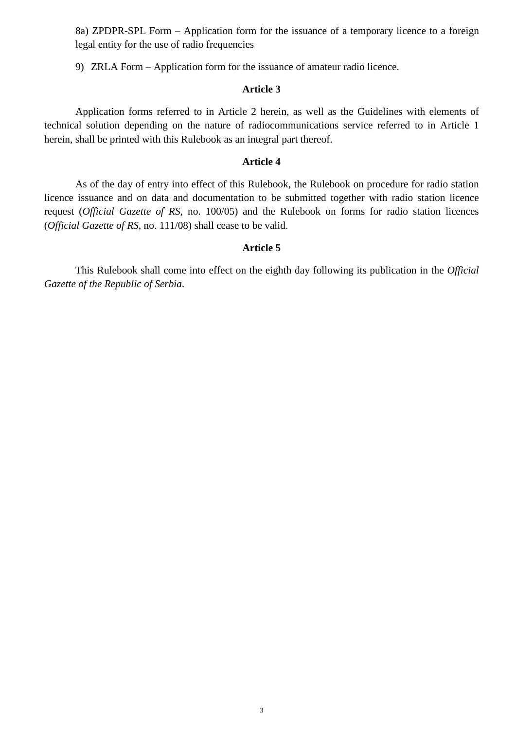8a) ZPDPR-SPL Form – Application form for the issuance of a temporary licence to a foreign legal entity for the use of radio frequencies

9) ZRLA Form – Application form for the issuance of amateur radio licence.

**Article 3**

Application forms referred to in Article 2 herein, as well as the Guidelines with elements of technical solution depending on the nature of radiocommunications service referred to in Article 1 herein, shall be printed with this Rulebook as an integral part thereof.

**Article 4**

As of the day of entry into effect of this Rulebook, the Rulebook on procedure for radio station licence issuance and on data and documentation to be submitted together with radio station licence request (*Official Gazette of RS*, no. 100/05) and the Rulebook on forms for radio station licences (*Official Gazette of RS*, no. 111/08) shall cease to be valid.

**Article 5**

This Rulebook shall come into effect on the eighth day following its publication in the *Official Gazette of the Republic of Serbia*.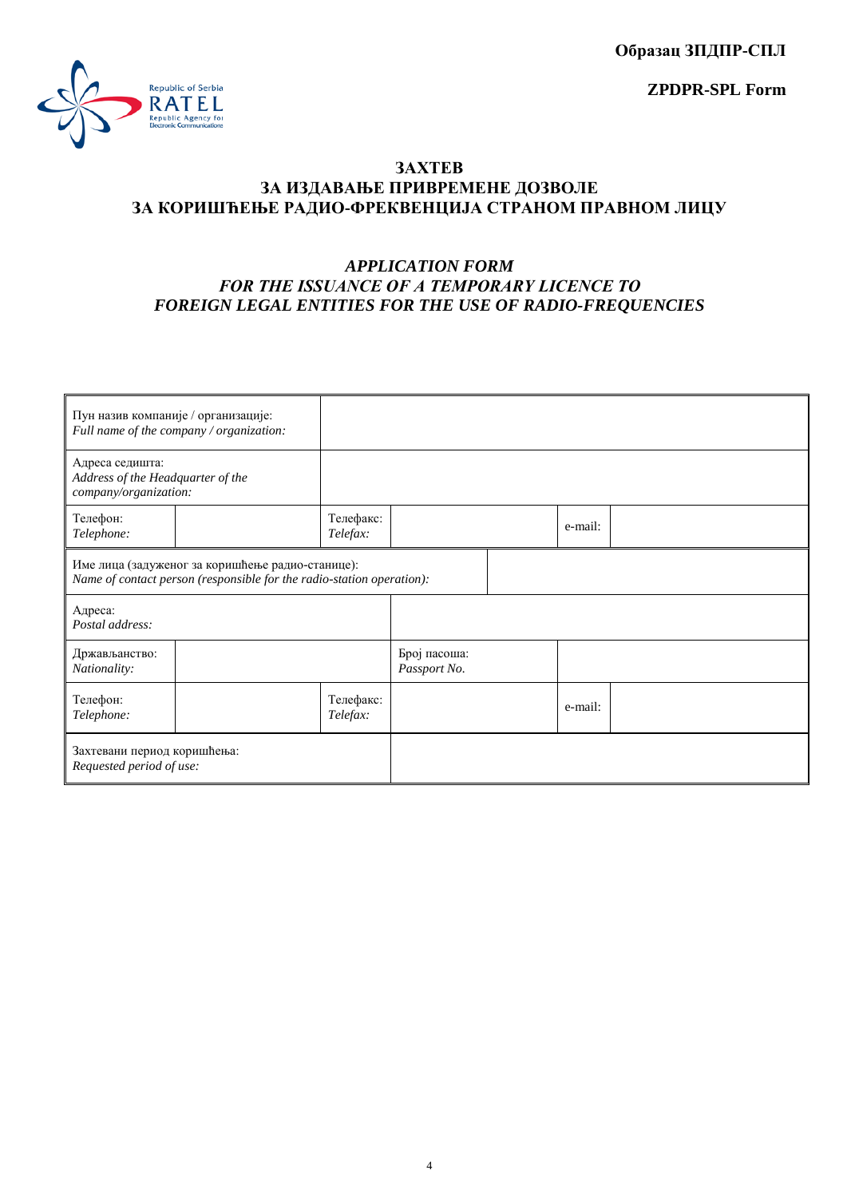**Образац ЗПДПР-СПЛ**

**ZPDPR-SPL Form**

Republic of Serbia
RATEL
Republic Agency for Electronic Communications

# ЗАХТЕВ ЗА ИЗДАВАЊЕ ПРИВРЕМЕНЕ ДОЗВОЛЕ ЗА КОРИШЋЕЊЕ РАДИО-ФРЕКВЕНЦИЈА СТРАНОМ ПРАВНОМ ЛИЦУ

## *APPLICATION FORM FOR THE ISSUANCE OF A TEMPORARY LICENCE TO FOREIGN LEGAL ENTITIES FOR THE USE OF RADIO-FREQUENCIES*

| | | | | | |
|---|---|---|---|---|---|
| Пун назив компаније / организације:<br>*Full name of the company / organization:* | | | | | |
| Адреса седишта:<br>*Address of the Headquarter of the company/organization:* | | | | | |
| Телефон:<br>*Telephone:* | | Телефакс:<br>*Telefax:* | | e-mail: | |
| Име лица (задуженог за коришћење радио-станице):<br>*Name of contact person (responsible for the radio-station operation):* | | | | | |
| Адреса:<br>*Postal address:* | | | | | |
| Држављанство:<br>*Nationality:* | | | Број пасоша:<br>*Passport No.* | | |
| Телефон:<br>*Telephone:* | | Телефакс:<br>*Telefax:* | | e-mail: | |
| Захтевани период коришћења:<br>*Requested period of use:* | | | | | |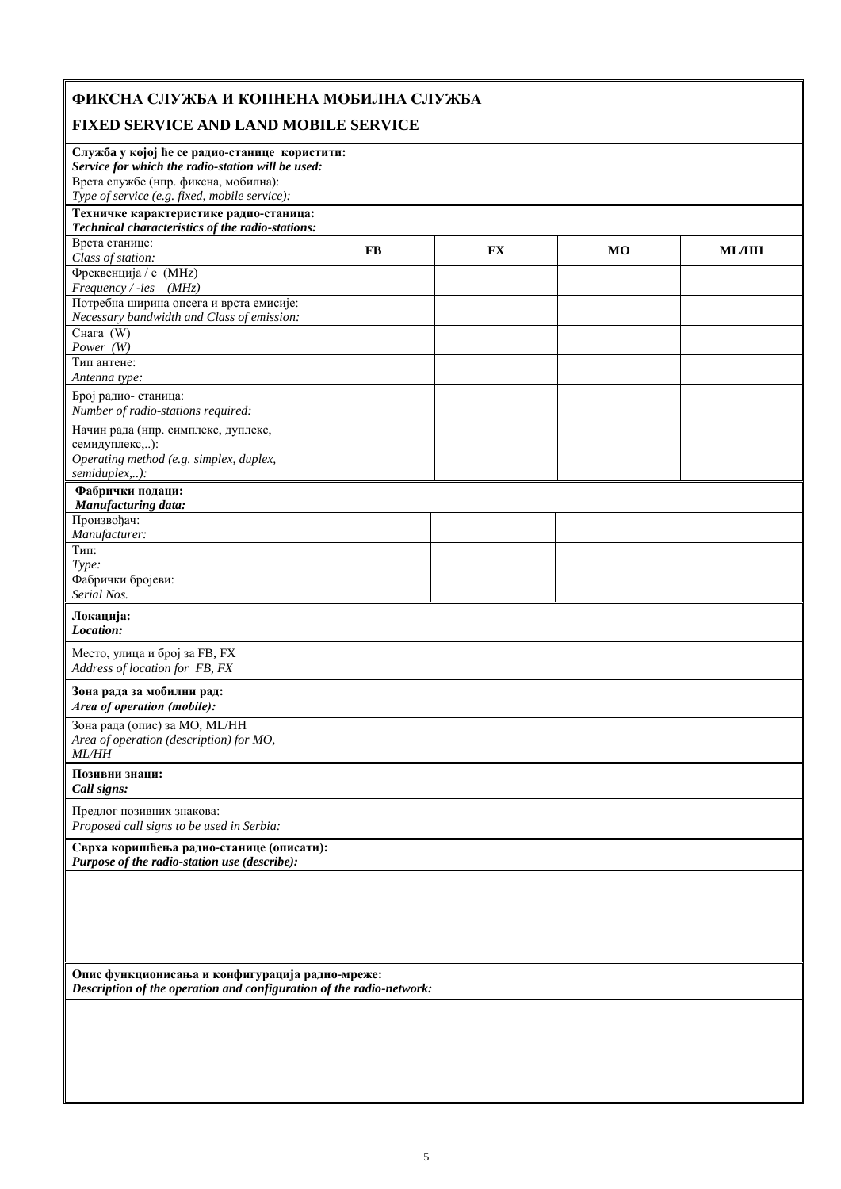## ФИКСНА СЛУЖБА И КОПНЕНА МОБИЛНА СЛУЖБА

## FIXED SERVICE AND LAND MOBILE SERVICE

**Служба у којој ће се радио-станице користити:**
***Service for which the radio-station will be used:***

| Врста службе (нпр. фиксна, мобилна):<br>*Type of service (e.g. fixed, mobile service):* | |
|---|---|

**Техничке карактеристике радио-станица:**
***Technical characteristics of the radio-stations:***

| Врста станице:<br>*Class of station:* | **FB** | **FX** | **MO** | **ML/HH** |
|---|---|---|---|---|
| Фреквенција / е (MHz)<br>*Frequency / -ies (MHz)* | | | | |
| Потребна ширина опсега и врста емисије:<br>*Necessary bandwidth and Class of emission:* | | | | |
| Снага (W)<br>*Power (W)* | | | | |
| Тип антене:<br>*Antenna type:* | | | | |
| Број радио- станица:<br>*Number of radio-stations required:* | | | | |
| Начин рада (нпр. симплекс, дуплекс, семидуплекс,..):<br>*Operating method (e.g. simplex, duplex, semiduplex,..):* | | | | |

**Фабрички подаци:**
***Manufacturing data:***

| Произвођач:<br>*Manufacturer:* | | | | |
|---|---|---|---|---|
| Тип:<br>*Type:* | | | | |
| Фабрички бројеви:<br>*Serial Nos.* | | | | |

**Локација:**
***Location:***

| Место, улица и број за FB, FX<br>*Address of location for FB, FX* | |
|---|---|

**Зона рада за мобилни рад:**
***Area of operation (mobile):***

| Зона рада (опис) за MO, ML/HH<br>*Area of operation (description) for MO, ML/HH* | |
|---|---|

**Позивни знаци:**
***Call signs:***

| Предлог позивних знакова:<br>*Proposed call signs to be used in Serbia:* | |
|---|---|

**Сврха коришћења радио-станице (описати):**
***Purpose of the radio-station use (describe):***

**Опис функционисања и конфигурација радио-мреже:**
***Description of the operation and configuration of the radio-network:***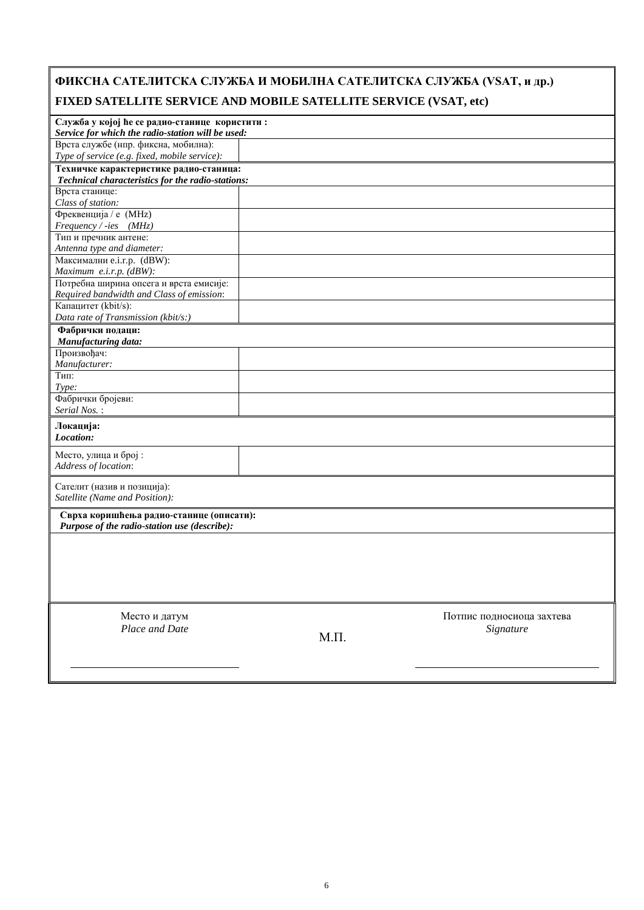## ФИКСНА САТЕЛИТСКА СЛУЖБА И МОБИЛНА САТЕЛИТСКА СЛУЖБА (VSAT, и др.)

## FIXED SATELLITE SERVICE AND MOBILE SATELLITE SERVICE (VSAT, etc)

| **Служба у којој ће се радио-станице користити :**<br>***Service for which the radio-station will be used:*** | |
|---|---|
| Врста службе (нпр. фиксна, мобилна):<br>*Type of service (e.g. fixed, mobile service):* | |
| **Техничке карактеристике радио-станица:**<br>***Technical characteristics for the radio-stations:*** | |
| Врста станице:<br>*Class of station:* | |
| Фреквенција / е (MHz)<br>*Frequency / -ies (MHz)* | |
| Тип и пречник антене:<br>*Antenna type and diameter:* | |
| Максимални e.i.r.p. (dBW):<br>*Maximum e.i.r.p. (dBW):* | |
| Потребна ширина опсега и врста емисије:<br>*Required bandwidth and Class of emission*: | |
| Капацитет (kbit/s):<br>*Data rate of Transmission (kbit/s:)* | |
| **Фабрички подаци:**<br>***Manufacturing data:*** | |
| Произвођач:<br>*Manufacturer:* | |
| Тип:<br>*Type:* | |
| Фабрички бројеви:<br>*Serial Nos.* : | |
| **Локација:**<br>***Location:*** | |
| Место, улица и број :<br>*Address of location*: | |
| Сателит (назив и позиција):<br>*Satellite (Name and Position):* | |
| **Сврха коришћења радио-станице (описати):**<br>***Purpose of the radio-station use (describe):*** | |
| | |

Место и датум
*Place and Date*

\_\_\_\_\_\_\_\_\_\_\_\_\_\_\_\_\_\_\_\_\_\_\_\_\_\_\_\_

М.П.

Потпис подносиоца захтева
*Signature*

\_\_\_\_\_\_\_\_\_\_\_\_\_\_\_\_\_\_\_\_\_\_\_\_\_\_\_\_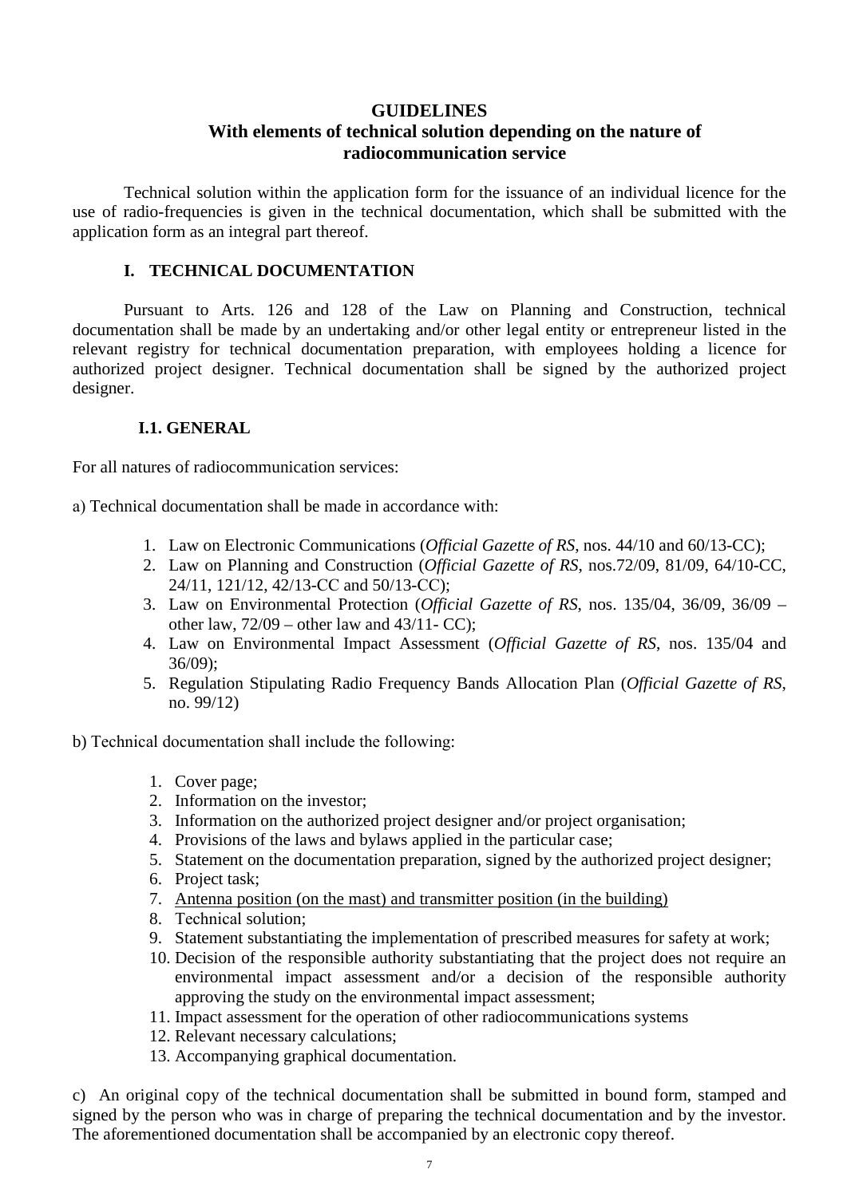# GUIDELINES
## With elements of technical solution depending on the nature of radiocommunication service

Technical solution within the application form for the issuance of an individual licence for the use of radio-frequencies is given in the technical documentation, which shall be submitted with the application form as an integral part thereof.

## I. TECHNICAL DOCUMENTATION

Pursuant to Arts. 126 and 128 of the Law on Planning and Construction, technical documentation shall be made by an undertaking and/or other legal entity or entrepreneur listed in the relevant registry for technical documentation preparation, with employees holding a licence for authorized project designer. Technical documentation shall be signed by the authorized project designer.

### I.1. GENERAL

For all natures of radiocommunication services:

a) Technical documentation shall be made in accordance with:

1. Law on Electronic Communications (*Official Gazette of RS*, nos. 44/10 and 60/13-CC);
2. Law on Planning and Construction (*Official Gazette of RS*, nos.72/09, 81/09, 64/10-CC, 24/11, 121/12, 42/13-CC and 50/13-CC);
3. Law on Environmental Protection (*Official Gazette of RS*, nos. 135/04, 36/09, 36/09 – other law, 72/09 – other law and 43/11- CC);
4. Law on Environmental Impact Assessment (*Official Gazette of RS*, nos. 135/04 and 36/09);
5. Regulation Stipulating Radio Frequency Bands Allocation Plan (*Official Gazette of RS*, no. 99/12)

b) Technical documentation shall include the following:

1. Cover page;
2. Information on the investor;
3. Information on the authorized project designer and/or project organisation;
4. Provisions of the laws and bylaws applied in the particular case;
5. Statement on the documentation preparation, signed by the authorized project designer;
6. Project task;
7. <u>Antenna position (on the mast) and transmitter position (in the building)</u>
8. Technical solution;
9. Statement substantiating the implementation of prescribed measures for safety at work;
10. Decision of the responsible authority substantiating that the project does not require an environmental impact assessment and/or a decision of the responsible authority approving the study on the environmental impact assessment;
11. Impact assessment for the operation of other radiocommunications systems
12. Relevant necessary calculations;
13. Accompanying graphical documentation.

c) An original copy of the technical documentation shall be submitted in bound form, stamped and signed by the person who was in charge of preparing the technical documentation and by the investor. The aforementioned documentation shall be accompanied by an electronic copy thereof.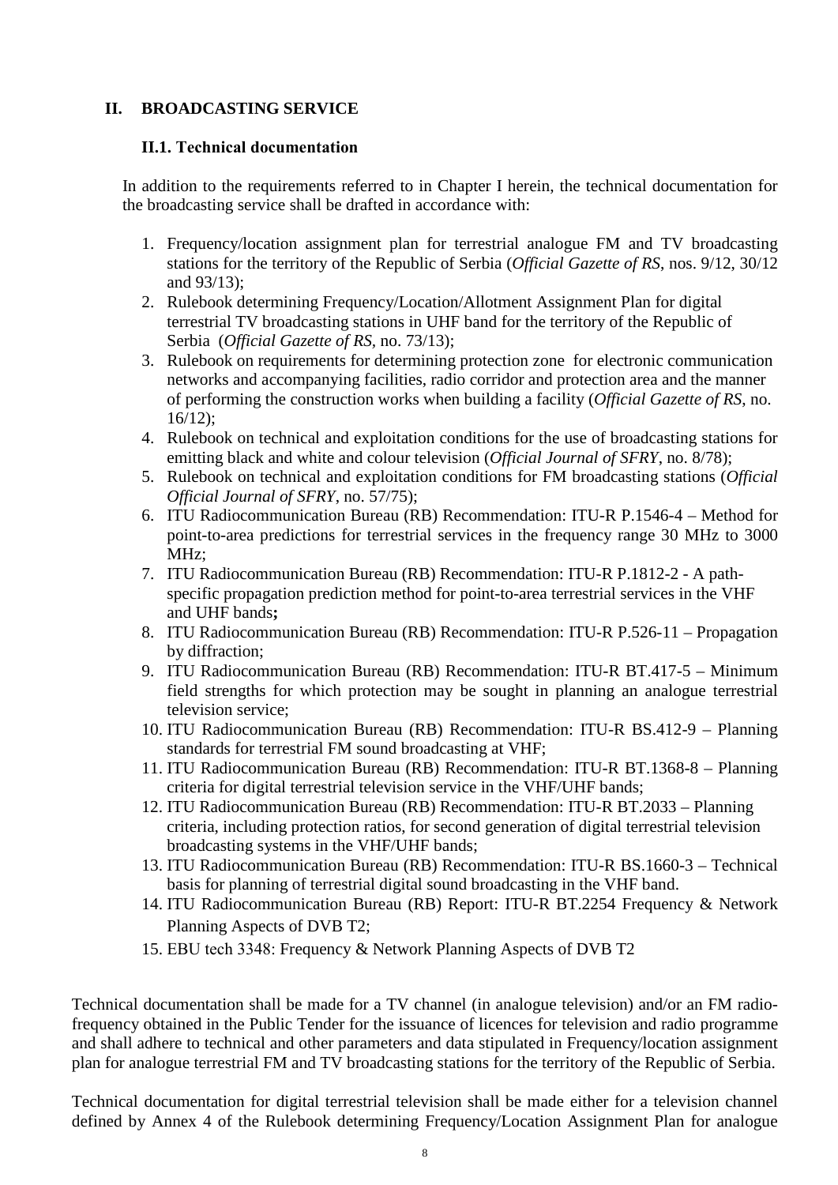# II. BROADCASTING SERVICE

## II.1. Technical documentation

In addition to the requirements referred to in Chapter I herein, the technical documentation for the broadcasting service shall be drafted in accordance with:

1. Frequency/location assignment plan for terrestrial analogue FM and TV broadcasting stations for the territory of the Republic of Serbia (*Official Gazette of RS*, nos. 9/12, 30/12 and 93/13);
2. Rulebook determining Frequency/Location/Allotment Assignment Plan for digital terrestrial TV broadcasting stations in UHF band for the territory of the Republic of Serbia (*Official Gazette of RS*, no. 73/13);
3. Rulebook on requirements for determining protection zone for electronic communication networks and accompanying facilities, radio corridor and protection area and the manner of performing the construction works when building a facility (*Official Gazette of RS*, no. 16/12);
4. Rulebook on technical and exploitation conditions for the use of broadcasting stations for emitting black and white and colour television (*Official Journal of SFRY*, no. 8/78);
5. Rulebook on technical and exploitation conditions for FM broadcasting stations (*Official Official Journal of SFRY*, no. 57/75);
6. ITU Radiocommunication Bureau (RB) Recommendation: ITU-R P.1546-4 – Method for point-to-area predictions for terrestrial services in the frequency range 30 MHz to 3000 MHz;
7. ITU Radiocommunication Bureau (RB) Recommendation: ITU-R P.1812-2 - A path-specific propagation prediction method for point-to-area terrestrial services in the VHF and UHF bands**;**
8. ITU Radiocommunication Bureau (RB) Recommendation: ITU-R P.526-11 – Propagation by diffraction;
9. ITU Radiocommunication Bureau (RB) Recommendation: ITU-R BT.417-5 – Minimum field strengths for which protection may be sought in planning an analogue terrestrial television service;
10. ITU Radiocommunication Bureau (RB) Recommendation: ITU-R BS.412-9 – Planning standards for terrestrial FM sound broadcasting at VHF;
11. ITU Radiocommunication Bureau (RB) Recommendation: ITU-R BT.1368-8 – Planning criteria for digital terrestrial television service in the VHF/UHF bands;
12. ITU Radiocommunication Bureau (RB) Recommendation: ITU-R BT.2033 – Planning criteria, including protection ratios, for second generation of digital terrestrial television broadcasting systems in the VHF/UHF bands;
13. ITU Radiocommunication Bureau (RB) Recommendation: ITU-R BS.1660-3 – Technical basis for planning of terrestrial digital sound broadcasting in the VHF band.
14. ITU Radiocommunication Bureau (RB) Report: ITU-R BT.2254 Frequency & Network Planning Aspects of DVB T2;
15. EBU tech 3348: Frequency & Network Planning Aspects of DVB T2

Technical documentation shall be made for a TV channel (in analogue television) and/or an FM radio-frequency obtained in the Public Tender for the issuance of licences for television and radio programme and shall adhere to technical and other parameters and data stipulated in Frequency/location assignment plan for analogue terrestrial FM and TV broadcasting stations for the territory of the Republic of Serbia.

Technical documentation for digital terrestrial television shall be made either for a television channel defined by Annex 4 of the Rulebook determining Frequency/Location Assignment Plan for analogue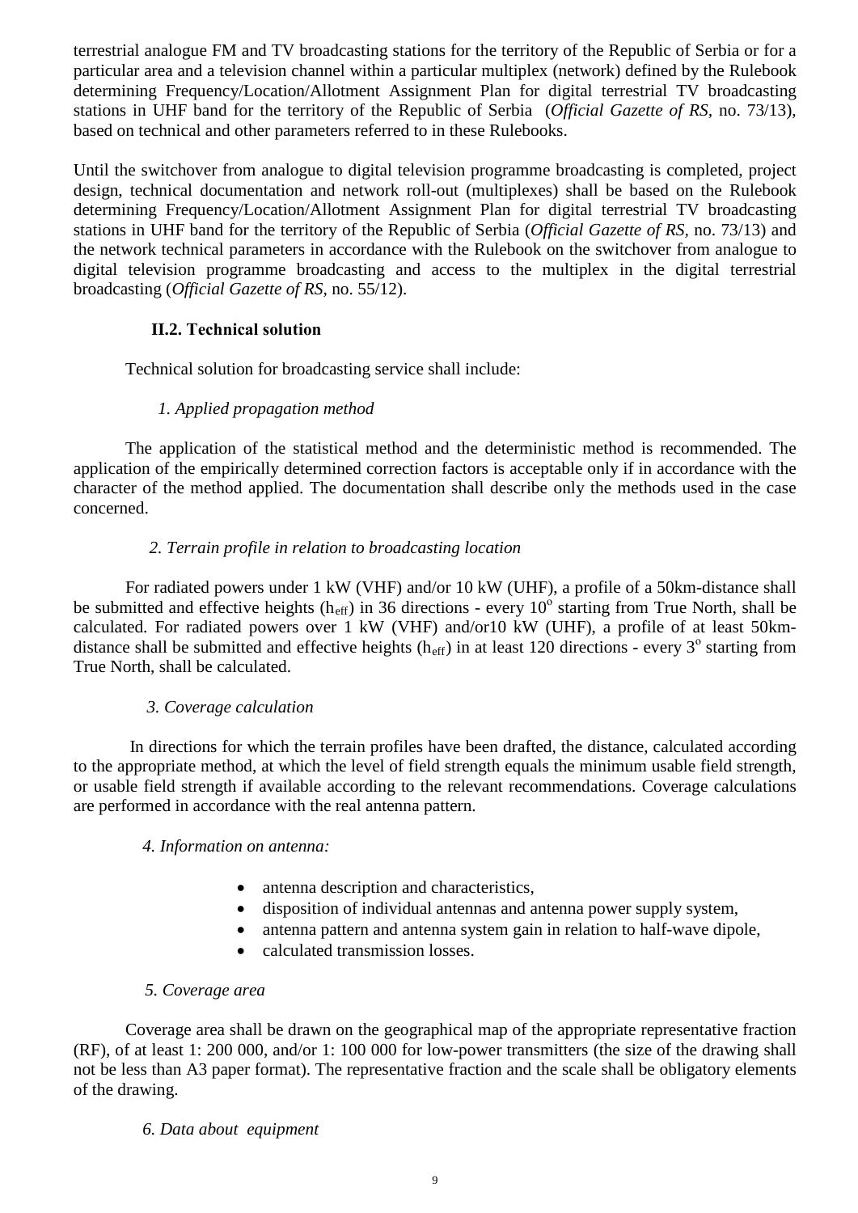terrestrial analogue FM and TV broadcasting stations for the territory of the Republic of Serbia or for a particular area and a television channel within a particular multiplex (network) defined by the Rulebook determining Frequency/Location/Allotment Assignment Plan for digital terrestrial TV broadcasting stations in UHF band for the territory of the Republic of Serbia (*Official Gazette of RS*, no. 73/13), based on technical and other parameters referred to in these Rulebooks.

Until the switchover from analogue to digital television programme broadcasting is completed, project design, technical documentation and network roll-out (multiplexes) shall be based on the Rulebook determining Frequency/Location/Allotment Assignment Plan for digital terrestrial TV broadcasting stations in UHF band for the territory of the Republic of Serbia (*Official Gazette of RS*, no. 73/13) and the network technical parameters in accordance with the Rulebook on the switchover from analogue to digital television programme broadcasting and access to the multiplex in the digital terrestrial broadcasting (*Official Gazette of RS*, no. 55/12).

### II.2. Technical solution

Technical solution for broadcasting service shall include:

*1. Applied propagation method*

The application of the statistical method and the deterministic method is recommended. The application of the empirically determined correction factors is acceptable only if in accordance with the character of the method applied. The documentation shall describe only the methods used in the case concerned.

*2. Terrain profile in relation to broadcasting location*

For radiated powers under 1 kW (VHF) and/or 10 kW (UHF), a profile of a 50km-distance shall be submitted and effective heights ($h_{eff}$) in 36 directions - every $10^o$ starting from True North, shall be calculated. For radiated powers over 1 kW (VHF) and/or10 kW (UHF), a profile of at least 50km-distance shall be submitted and effective heights ($h_{eff}$) in at least 120 directions - every $3^o$ starting from True North, shall be calculated.

*3. Coverage calculation*

In directions for which the terrain profiles have been drafted, the distance, calculated according to the appropriate method, at which the level of field strength equals the minimum usable field strength, or usable field strength if available according to the relevant recommendations. Coverage calculations are performed in accordance with the real antenna pattern.

*4. Information on antenna:*

- antenna description and characteristics,
- disposition of individual antennas and antenna power supply system,
- antenna pattern and antenna system gain in relation to half-wave dipole,
- calculated transmission losses.

*5. Coverage area*

Coverage area shall be drawn on the geographical map of the appropriate representative fraction (RF), of at least 1: 200 000, and/or 1: 100 000 for low-power transmitters (the size of the drawing shall not be less than A3 paper format). The representative fraction and the scale shall be obligatory elements of the drawing.

*6. Data about equipment*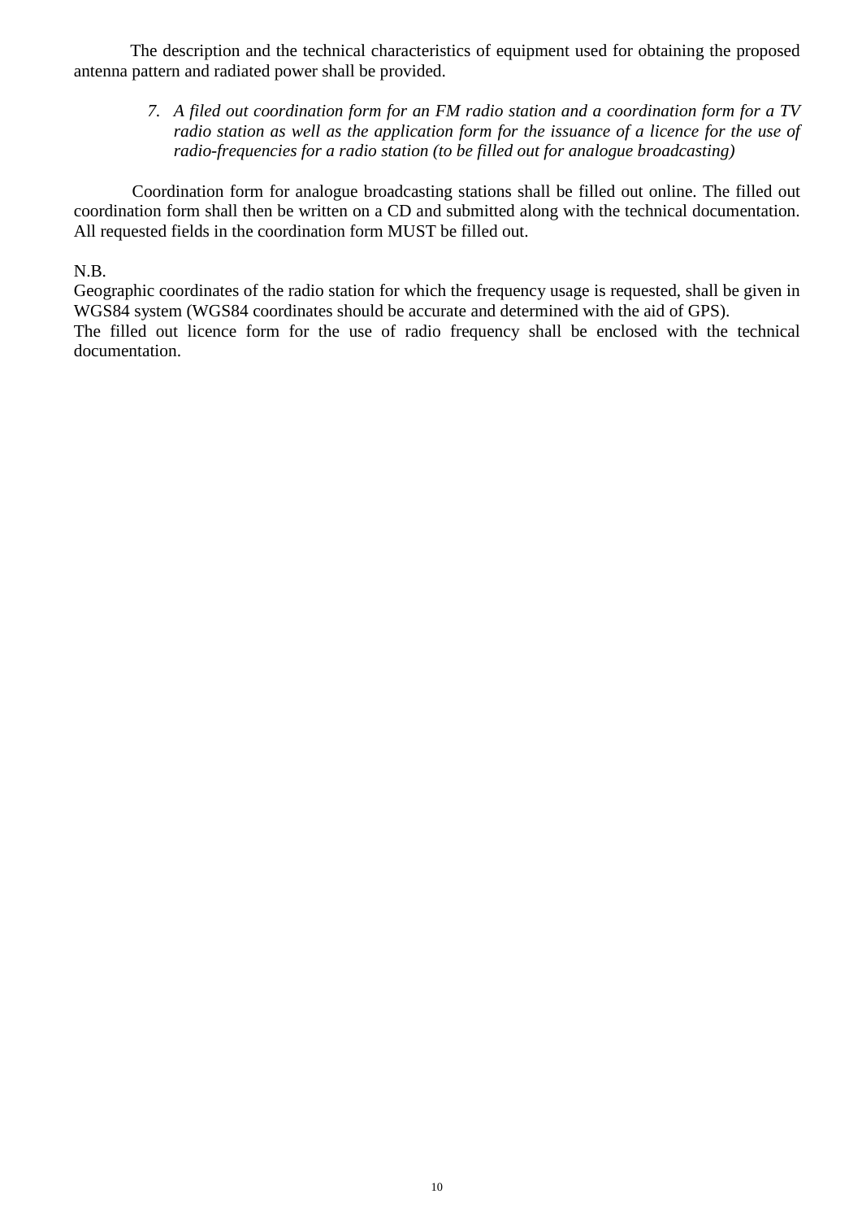The description and the technical characteristics of equipment used for obtaining the proposed antenna pattern and radiated power shall be provided.

7. *A filed out coordination form for an FM radio station and a coordination form for a TV radio station as well as the application form for the issuance of a licence for the use of radio-frequencies for a radio station (to be filled out for analogue broadcasting)*

Coordination form for analogue broadcasting stations shall be filled out online. The filled out coordination form shall then be written on a CD and submitted along with the technical documentation. All requested fields in the coordination form MUST be filled out.

N.B.
Geographic coordinates of the radio station for which the frequency usage is requested, shall be given in WGS84 system (WGS84 coordinates should be accurate and determined with the aid of GPS).
The filled out licence form for the use of radio frequency shall be enclosed with the technical documentation.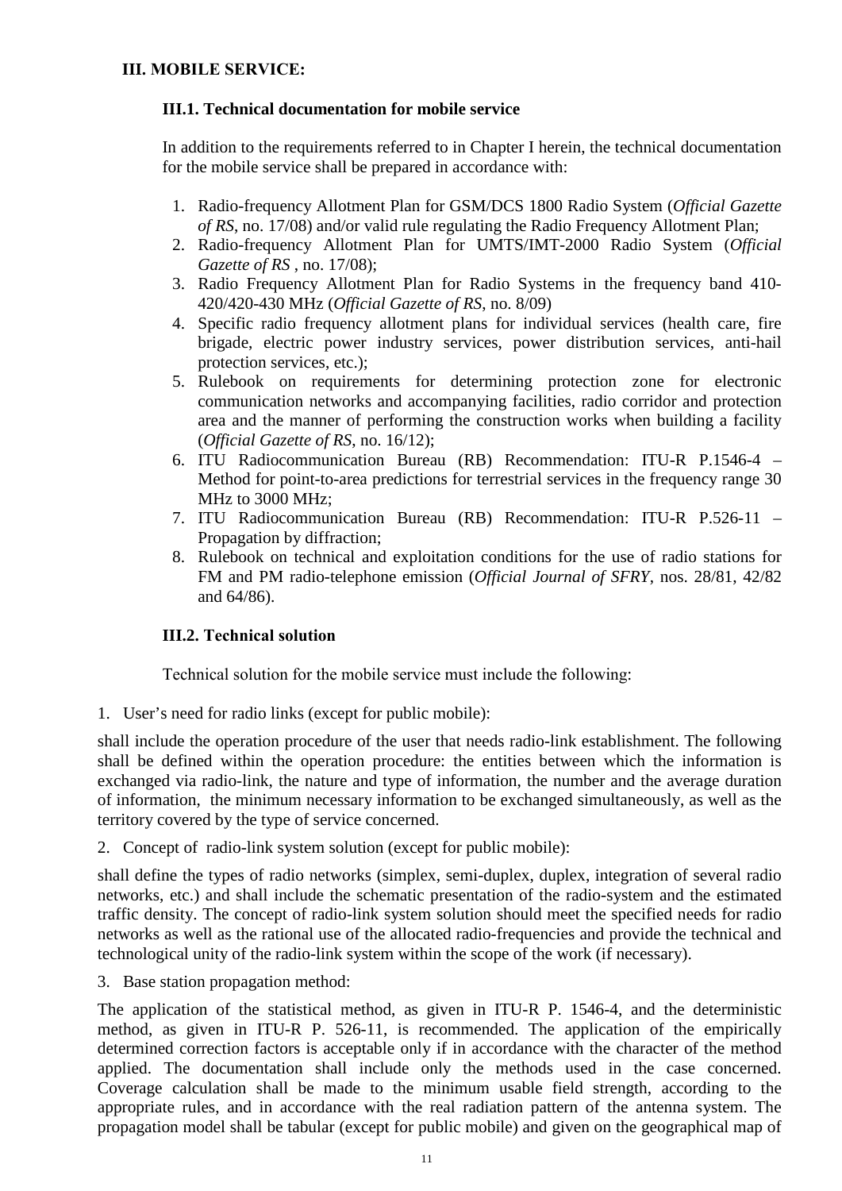## III. MOBILE SERVICE:

### III.1. Technical documentation for mobile service

In addition to the requirements referred to in Chapter I herein, the technical documentation for the mobile service shall be prepared in accordance with:

1. Radio-frequency Allotment Plan for GSM/DCS 1800 Radio System (*Official Gazette of RS*, no. 17/08) and/or valid rule regulating the Radio Frequency Allotment Plan;
2. Radio-frequency Allotment Plan for UMTS/IMT-2000 Radio System (*Official Gazette of RS* , no. 17/08);
3. Radio Frequency Allotment Plan for Radio Systems in the frequency band 410-420/420-430 MHz (*Official Gazette of RS*, no. 8/09)
4. Specific radio frequency allotment plans for individual services (health care, fire brigade, electric power industry services, power distribution services, anti-hail protection services, etc.);
5. Rulebook on requirements for determining protection zone for electronic communication networks and accompanying facilities, radio corridor and protection area and the manner of performing the construction works when building a facility (*Official Gazette of RS*, no. 16/12);
6. ITU Radiocommunication Bureau (RB) Recommendation: ITU-R P.1546-4 – Method for point-to-area predictions for terrestrial services in the frequency range 30 MHz to 3000 MHz;
7. ITU Radiocommunication Bureau (RB) Recommendation: ITU-R P.526-11 – Propagation by diffraction;
8. Rulebook on technical and exploitation conditions for the use of radio stations for FM and PM radio-telephone emission (*Official Journal of SFRY*, nos. 28/81, 42/82 and 64/86).

### III.2. Technical solution

Technical solution for the mobile service must include the following:

1. User's need for radio links (except for public mobile):

shall include the operation procedure of the user that needs radio-link establishment. The following shall be defined within the operation procedure: the entities between which the information is exchanged via radio-link, the nature and type of information, the number and the average duration of information, the minimum necessary information to be exchanged simultaneously, as well as the territory covered by the type of service concerned.

2. Concept of radio-link system solution (except for public mobile):

shall define the types of radio networks (simplex, semi-duplex, duplex, integration of several radio networks, etc.) and shall include the schematic presentation of the radio-system and the estimated traffic density. The concept of radio-link system solution should meet the specified needs for radio networks as well as the rational use of the allocated radio-frequencies and provide the technical and technological unity of the radio-link system within the scope of the work (if necessary).

3. Base station propagation method:

The application of the statistical method, as given in ITU-R P. 1546-4, and the deterministic method, as given in ITU-R P. 526-11, is recommended. The application of the empirically determined correction factors is acceptable only if in accordance with the character of the method applied. The documentation shall include only the methods used in the case concerned. Coverage calculation shall be made to the minimum usable field strength, according to the appropriate rules, and in accordance with the real radiation pattern of the antenna system. The propagation model shall be tabular (except for public mobile) and given on the geographical map of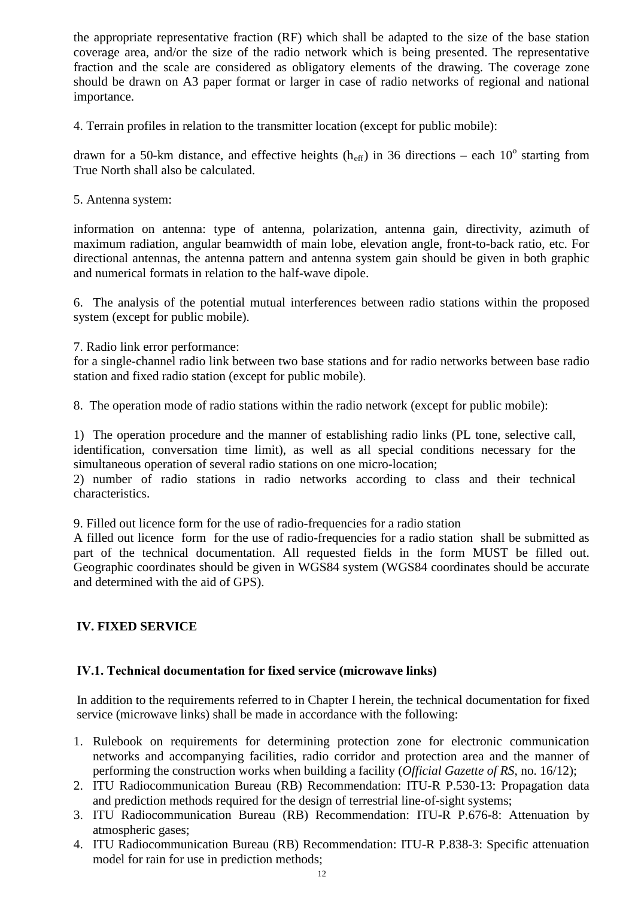the appropriate representative fraction (RF) which shall be adapted to the size of the base station coverage area, and/or the size of the radio network which is being presented. The representative fraction and the scale are considered as obligatory elements of the drawing. The coverage zone should be drawn on A3 paper format or larger in case of radio networks of regional and national importance.

4. Terrain profiles in relation to the transmitter location (except for public mobile):

drawn for a 50-km distance, and effective heights ($h_{eff}$) in 36 directions – each 10$^o$ starting from True North shall also be calculated.

5. Antenna system:

information on antenna: type of antenna, polarization, antenna gain, directivity, azimuth of maximum radiation, angular beamwidth of main lobe, elevation angle, front-to-back ratio, etc. For directional antennas, the antenna pattern and antenna system gain should be given in both graphic and numerical formats in relation to the half-wave dipole.

6. The analysis of the potential mutual interferences between radio stations within the proposed system (except for public mobile).

7. Radio link error performance:
for a single-channel radio link between two base stations and for radio networks between base radio station and fixed radio station (except for public mobile).

8. The operation mode of radio stations within the radio network (except for public mobile):

1) The operation procedure and the manner of establishing radio links (PL tone, selective call, identification, conversation time limit), as well as all special conditions necessary for the simultaneous operation of several radio stations on one micro-location;
2) number of radio stations in radio networks according to class and their technical characteristics.

9. Filled out licence form for the use of radio-frequencies for a radio station
A filled out licence form for the use of radio-frequencies for a radio station shall be submitted as part of the technical documentation. All requested fields in the form MUST be filled out. Geographic coordinates should be given in WGS84 system (WGS84 coordinates should be accurate and determined with the aid of GPS).

## IV. FIXED SERVICE

### IV.1. Technical documentation for fixed service (microwave links)

In addition to the requirements referred to in Chapter I herein, the technical documentation for fixed service (microwave links) shall be made in accordance with the following:

1. Rulebook on requirements for determining protection zone for electronic communication networks and accompanying facilities, radio corridor and protection area and the manner of performing the construction works when building a facility (*Official Gazette of RS*, no. 16/12);
2. ITU Radiocommunication Bureau (RB) Recommendation: ITU-R P.530-13: Propagation data and prediction methods required for the design of terrestrial line-of-sight systems;
3. ITU Radiocommunication Bureau (RB) Recommendation: ITU-R P.676-8: Attenuation by atmospheric gases;
4. ITU Radiocommunication Bureau (RB) Recommendation: ITU-R P.838-3: Specific attenuation model for rain for use in prediction methods;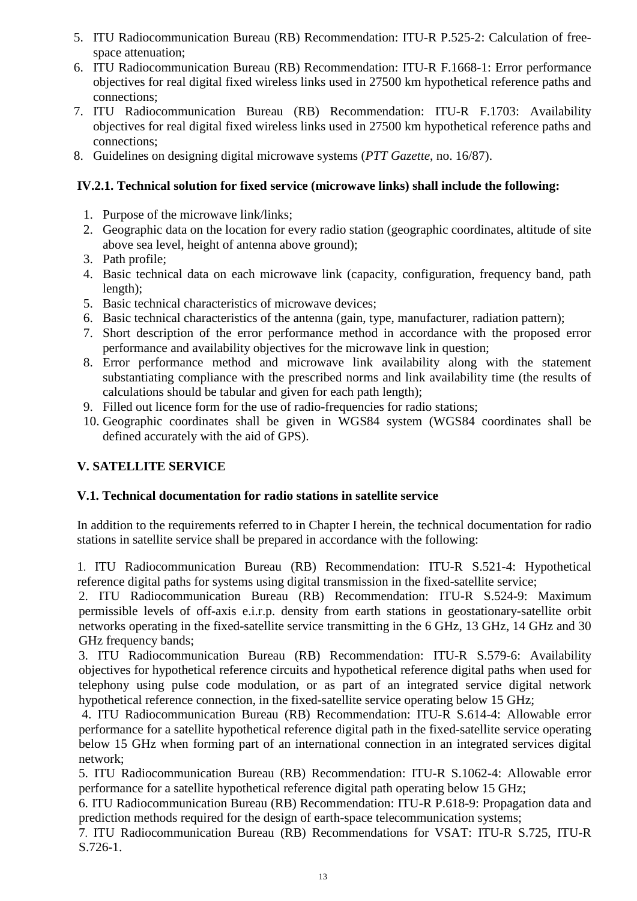5. ITU Radiocommunication Bureau (RB) Recommendation: ITU-R P.525-2: Calculation of free-space attenuation;
6. ITU Radiocommunication Bureau (RB) Recommendation: ITU-R F.1668-1: Error performance objectives for real digital fixed wireless links used in 27500 km hypothetical reference paths and connections;
7. ITU Radiocommunication Bureau (RB) Recommendation: ITU-R F.1703: Availability objectives for real digital fixed wireless links used in 27500 km hypothetical reference paths and connections;
8. Guidelines on designing digital microwave systems (*PTT Gazette*, no. 16/87).

### IV.2.1. Technical solution for fixed service (microwave links) shall include the following:

1. Purpose of the microwave link/links;
2. Geographic data on the location for every radio station (geographic coordinates, altitude of site above sea level, height of antenna above ground);
3. Path profile;
4. Basic technical data on each microwave link (capacity, configuration, frequency band, path length);
5. Basic technical characteristics of microwave devices;
6. Basic technical characteristics of the antenna (gain, type, manufacturer, radiation pattern);
7. Short description of the error performance method in accordance with the proposed error performance and availability objectives for the microwave link in question;
8. Error performance method and microwave link availability along with the statement substantiating compliance with the prescribed norms and link availability time (the results of calculations should be tabular and given for each path length);
9. Filled out licence form for the use of radio-frequencies for radio stations;
10. Geographic coordinates shall be given in WGS84 system (WGS84 coordinates shall be defined accurately with the aid of GPS).

## V. SATELLITE SERVICE

### V.1. Technical documentation for radio stations in satellite service

In addition to the requirements referred to in Chapter I herein, the technical documentation for radio stations in satellite service shall be prepared in accordance with the following:

1. ITU Radiocommunication Bureau (RB) Recommendation: ITU-R S.521-4: Hypothetical reference digital paths for systems using digital transmission in the fixed-satellite service;
2. ITU Radiocommunication Bureau (RB) Recommendation: ITU-R S.524-9: Maximum permissible levels of off-axis e.i.r.p. density from earth stations in geostationary-satellite orbit networks operating in the fixed-satellite service transmitting in the 6 GHz, 13 GHz, 14 GHz and 30 GHz frequency bands;
3. ITU Radiocommunication Bureau (RB) Recommendation: ITU-R S.579-6: Availability objectives for hypothetical reference circuits and hypothetical reference digital paths when used for telephony using pulse code modulation, or as part of an integrated service digital network hypothetical reference connection, in the fixed-satellite service operating below 15 GHz;
4. ITU Radiocommunication Bureau (RB) Recommendation: ITU-R S.614-4: Allowable error performance for a satellite hypothetical reference digital path in the fixed-satellite service operating below 15 GHz when forming part of an international connection in an integrated services digital network;
5. ITU Radiocommunication Bureau (RB) Recommendation: ITU-R S.1062-4: Allowable error performance for a satellite hypothetical reference digital path operating below 15 GHz;
6. ITU Radiocommunication Bureau (RB) Recommendation: ITU-R P.618-9: Propagation data and prediction methods required for the design of earth-space telecommunication systems;
7. ITU Radiocommunication Bureau (RB) Recommendations for VSAT: ITU-R S.725, ITU-R S.726-1.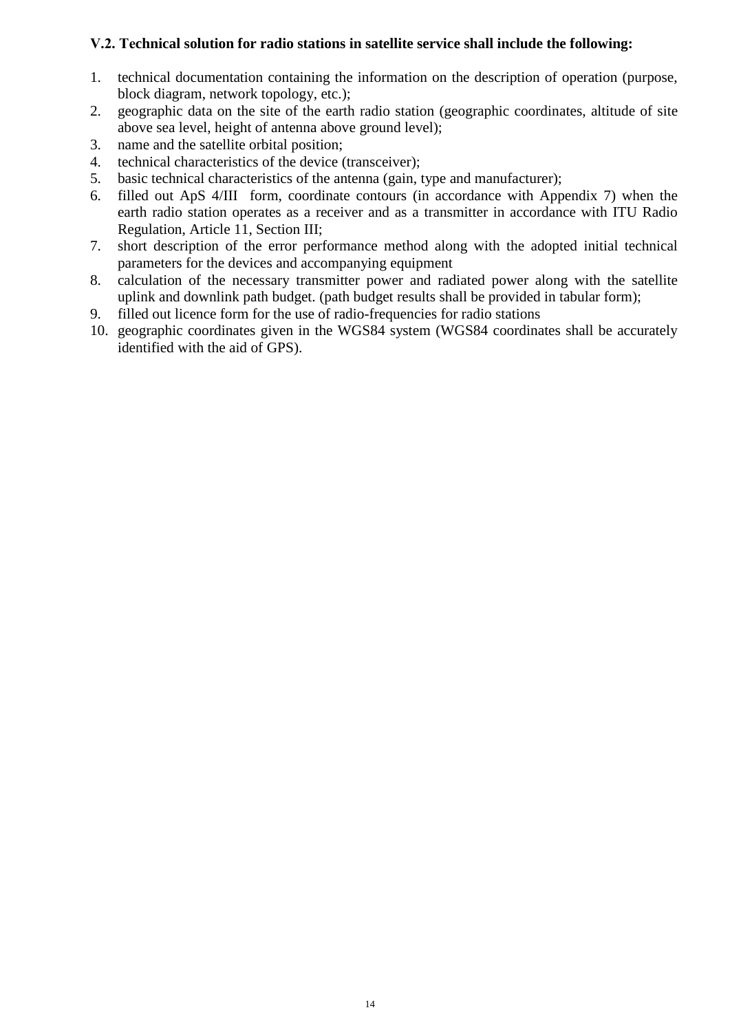**V.2. Technical solution for radio stations in satellite service shall include the following:**

1. technical documentation containing the information on the description of operation (purpose, block diagram, network topology, etc.);
2. geographic data on the site of the earth radio station (geographic coordinates, altitude of site above sea level, height of antenna above ground level);
3. name and the satellite orbital position;
4. technical characteristics of the device (transceiver);
5. basic technical characteristics of the antenna (gain, type and manufacturer);
6. filled out ApS 4/III form, coordinate contours (in accordance with Appendix 7) when the earth radio station operates as a receiver and as a transmitter in accordance with ITU Radio Regulation, Article 11, Section III;
7. short description of the error performance method along with the adopted initial technical parameters for the devices and accompanying equipment
8. calculation of the necessary transmitter power and radiated power along with the satellite uplink and downlink path budget. (path budget results shall be provided in tabular form);
9. filled out licence form for the use of radio-frequencies for radio stations
10. geographic coordinates given in the WGS84 system (WGS84 coordinates shall be accurately identified with the aid of GPS).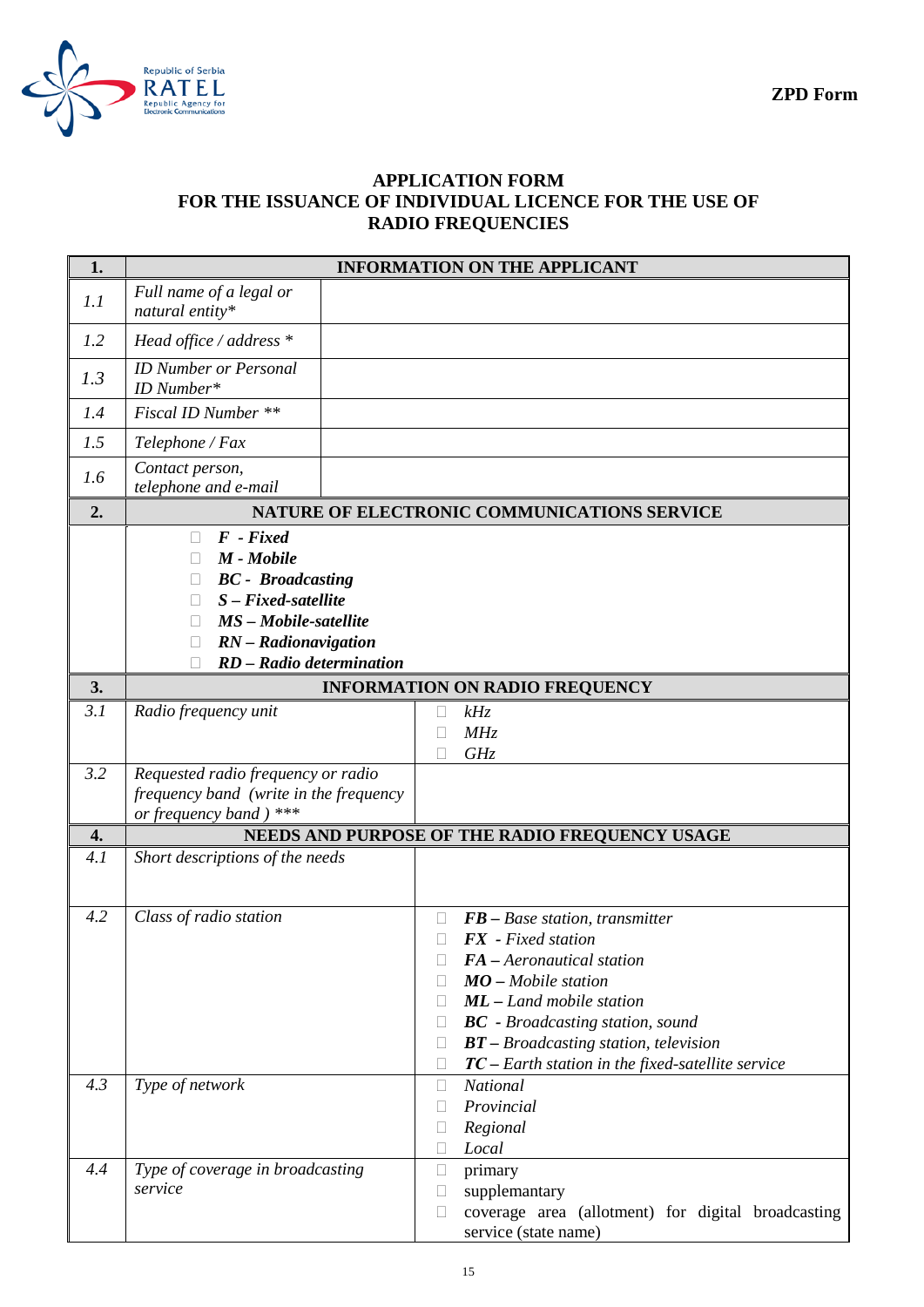Republic of Serbia RATEL Republic Agency for Electronic Communications

**ZPD Form**

# APPLICATION FORM FOR THE ISSUANCE OF INDIVIDUAL LICENCE FOR THE USE OF RADIO FREQUENCIES

| **1.** | **INFORMATION ON THE APPLICANT** | |
|---|---|---|
| *1.1* | *Full name of a legal or natural entity** | |
| *1.2* | *Head office / address ** | |
| *1.3* | *ID Number or Personal ID Number** | |
| *1.4* | *Fiscal ID Number *** | |
| *1.5* | *Telephone / Fax* | |
| *1.6* | *Contact person, telephone and e-mail* | |
| **2.** | **NATURE OF ELECTRONIC COMMUNICATIONS SERVICE** | |
| | ☐ ***F** - **Fixed***<br>☐ ***M** - **Mobile***<br>☐ ***BC** - **Broadcasting***<br>☐ ***S** – **Fixed-satellite***<br>☐ ***MS** – **Mobile-satellite***<br>☐ ***RN** – **Radionavigation***<br>☐ ***RD** – **Radio determination*** | |
| **3.** | **INFORMATION ON RADIO FREQUENCY** | |
| *3.1* | *Radio frequency unit* | ☐ *kHz*<br>☐ *MHz*<br>☐ *GHz* |
| *3.2* | *Requested radio frequency or radio frequency band (write in the frequency or frequency band) **** | |
| **4.** | **NEEDS AND PURPOSE OF THE RADIO FREQUENCY USAGE** | |
| *4.1* | *Short descriptions of the needs* | |
| *4.2* | *Class of radio station* | ☐ ***FB** – Base station, transmitter*<br>☐ ***FX** - Fixed station*<br>☐ ***FA** – Aeronautical station*<br>☐ ***MO** – Mobile station*<br>☐ ***ML** – Land mobile station*<br>☐ ***BC** - Broadcasting station, sound*<br>☐ ***BT** – Broadcasting station, television*<br>☐ ***TC** – Earth station in the fixed-satellite service* |
| *4.3* | *Type of network* | ☐ *National*<br>☐ *Provincial*<br>☐ *Regional*<br>☐ *Local* |
| *4.4* | *Type of coverage in broadcasting service* | ☐ primary<br>☐ supplemantary<br>☐ coverage area (allotment) for digital broadcasting service (state name) |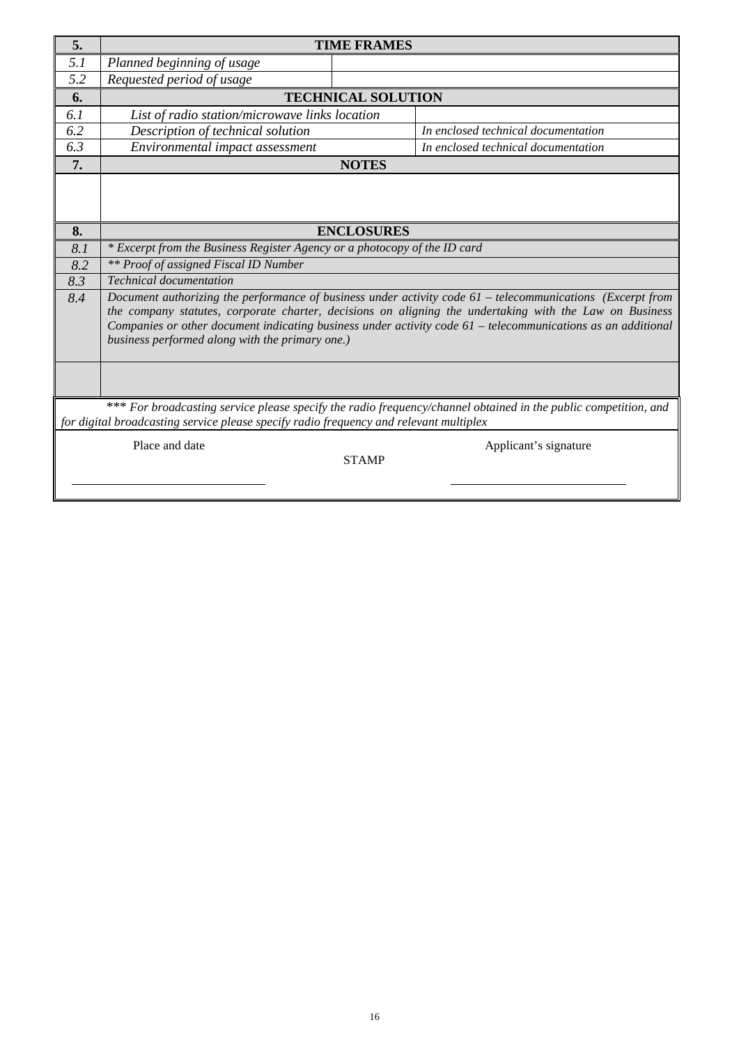| 5. | **TIME FRAMES** | |
|---|---|---|
| *5.1* | *Planned beginning of usage* | |
| *5.2* | *Requested period of usage* | |
| **6.** | **TECHNICAL SOLUTION** | |
| *6.1* | *List of radio station/microwave links location* | |
| *6.2* | *Description of technical solution* | *In enclosed technical documentation* |
| *6.3* | *Environmental impact assessment* | *In enclosed technical documentation* |
| **7.** | **NOTES** | |
| | | |
| **8.** | **ENCLOSURES** | |
| *8.1* | ** Excerpt from the Business Register Agency or a photocopy of the ID card* | |
| *8.2* | *** Proof of assigned Fiscal ID Number* | |
| *8.3* | *Technical documentation* | |
| *8.4* | *Document authorizing the performance of business under activity code 61 – telecommunications (Excerpt from the company statutes, corporate charter, decisions on aligning the undertaking with the Law on Business Companies or other document indicating business under activity code 61 – telecommunications as an additional business performed along with the primary one.)* | |
| | | |

**** For broadcasting service please specify the radio frequency/channel obtained in the public competition, and for digital broadcasting service please specify radio frequency and relevant multiplex*

Place and date ______________________

STAMP

Applicant's signature ______________________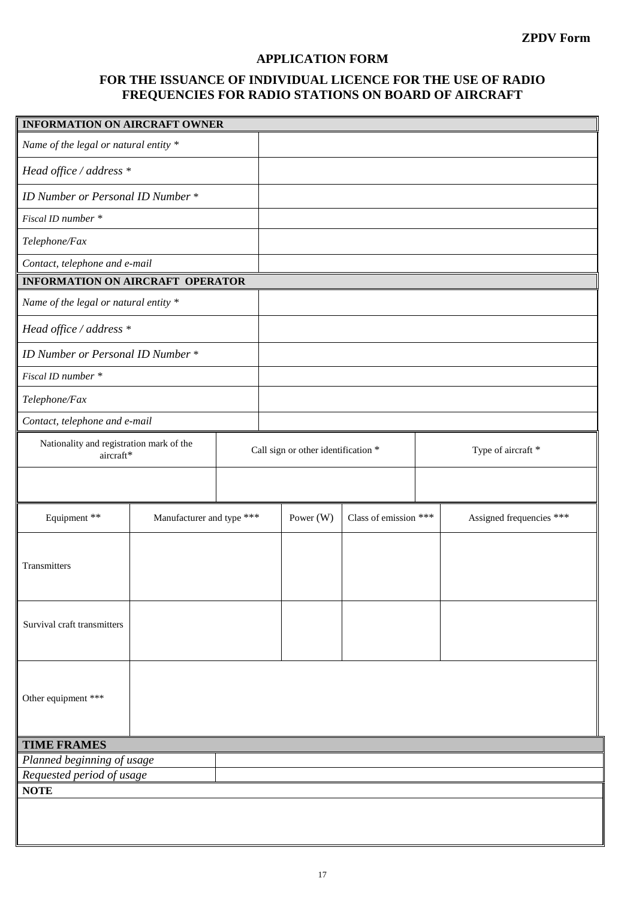**ZPDV Form**

# APPLICATION FORM

## FOR THE ISSUANCE OF INDIVIDUAL LICENCE FOR THE USE OF RADIO FREQUENCIES FOR RADIO STATIONS ON BOARD OF AIRCRAFT

| **INFORMATION ON AIRCRAFT OWNER** | |
|---|---|
| *Name of the legal or natural entity ** | |
| *Head office / address ** | |
| *ID Number or Personal ID Number ** | |
| *Fiscal ID number ** | |
| *Telephone/Fax* | |
| *Contact, telephone and e-mail* | |
| **INFORMATION ON AIRCRAFT OPERATOR** | |
| *Name of the legal or natural entity ** | |
| *Head office / address ** | |
| *ID Number or Personal ID Number ** | |
| *Fiscal ID number ** | |
| *Telephone/Fax* | |
| *Contact, telephone and e-mail* | |

| Nationality and registration mark of the aircraft* | Call sign or other identification * | Type of aircraft * |
|---|---|---|
| | | |

| Equipment ** | Manufacturer and type *** | Power (W) | Class of emission *** | Assigned frequencies *** |
|---|---|---|---|---|
| Transmitters | | | | |
| Survival craft transmitters | | | | |
| Other equipment *** | | | | |

| **TIME FRAMES** | |
|---|---|
| *Planned beginning of usage* | |
| *Requested period of usage* | |

| **NOTE** |
|---|
| |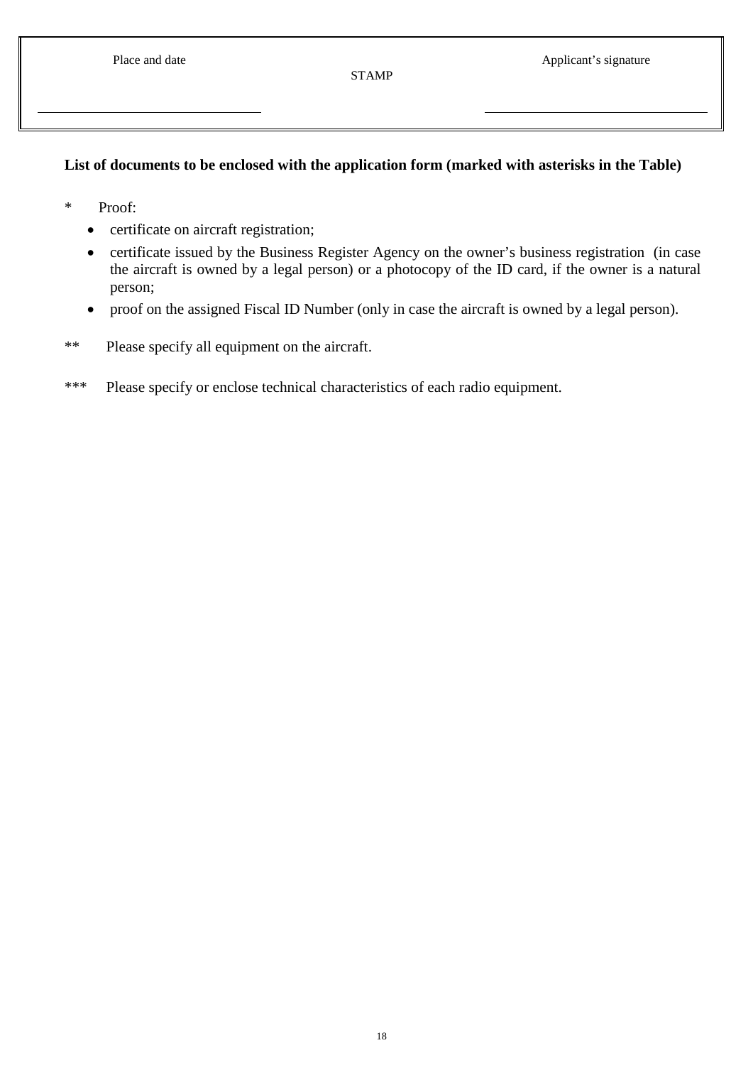| Place and date | STAMP | Applicant's signature |
| --- | --- | --- |
| \_\_\_\_\_\_\_\_\_\_\_\_\_\_\_\_\_\_\_\_\_\_\_\_\_ | | \_\_\_\_\_\_\_\_\_\_\_\_\_\_\_\_\_\_\_\_\_\_\_\_\_ |

**List of documents to be enclosed with the application form (marked with asterisks in the Table)**

\* Proof:

- certificate on aircraft registration;
- certificate issued by the Business Register Agency on the owner's business registration (in case the aircraft is owned by a legal person) or a photocopy of the ID card, if the owner is a natural person;
- proof on the assigned Fiscal ID Number (only in case the aircraft is owned by a legal person).

\*\* Please specify all equipment on the aircraft.

\*\*\* Please specify or enclose technical characteristics of each radio equipment.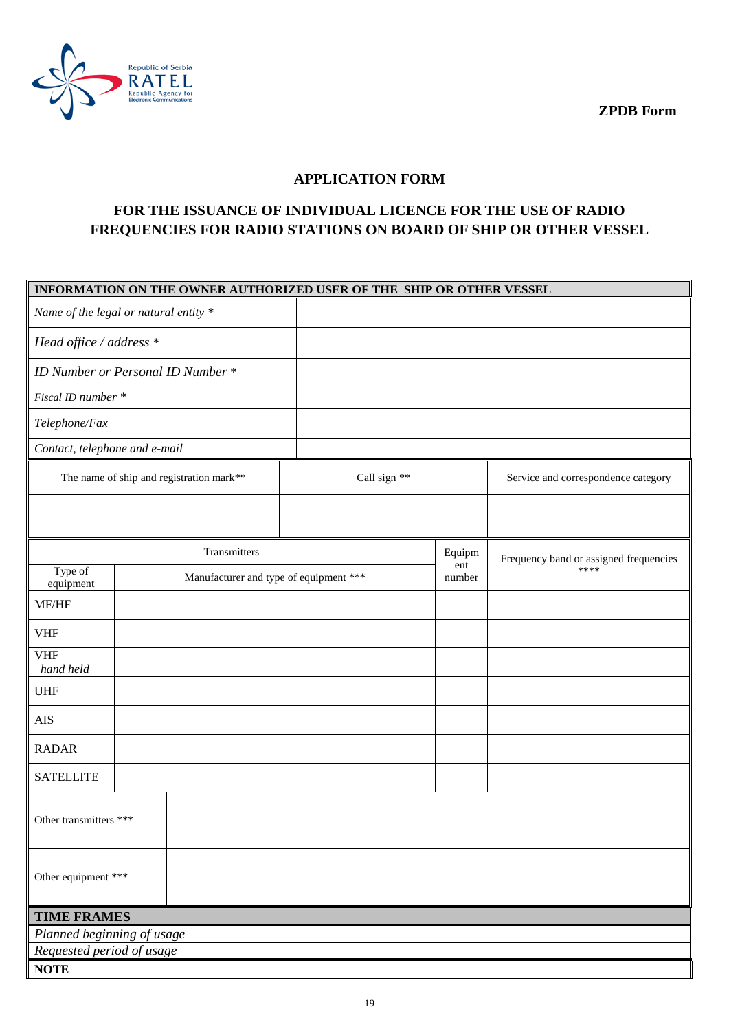Republic of Serbia
RATEL
Republic Agency for Electronic Communications

**ZPDB Form**

## APPLICATION FORM

## FOR THE ISSUANCE OF INDIVIDUAL LICENCE FOR THE USE OF RADIO FREQUENCIES FOR RADIO STATIONS ON BOARD OF SHIP OR OTHER VESSEL

| INFORMATION ON THE OWNER AUTHORIZED USER OF THE SHIP OR OTHER VESSEL | |
|---|---|
| *Name of the legal or natural entity \** | |
| *Head office / address \** | |
| *ID Number or Personal ID Number \** | |
| *Fiscal ID number \** | |
| *Telephone/Fax* | |
| *Contact, telephone and e-mail* | |

| The name of ship and registration mark** | Call sign ** | Service and correspondence category |
|---|---|---|
| | | |

| Transmitters | | Equipment number | Frequency band or assigned frequencies **** |
|---|---|---|---|
| Type of equipment | Manufacturer and type of equipment *** | | |
| MF/HF | | | |
| VHF | | | |
| VHF *hand held* | | | |
| UHF | | | |
| AIS | | | |
| RADAR | | | |
| SATELLITE | | | |

| Other transmitters *** | |
|---|---|
| Other equipment *** | |

| TIME FRAMES | |
|---|---|
| *Planned beginning of usage* | |
| *Requested period of usage* | |
| **NOTE** | |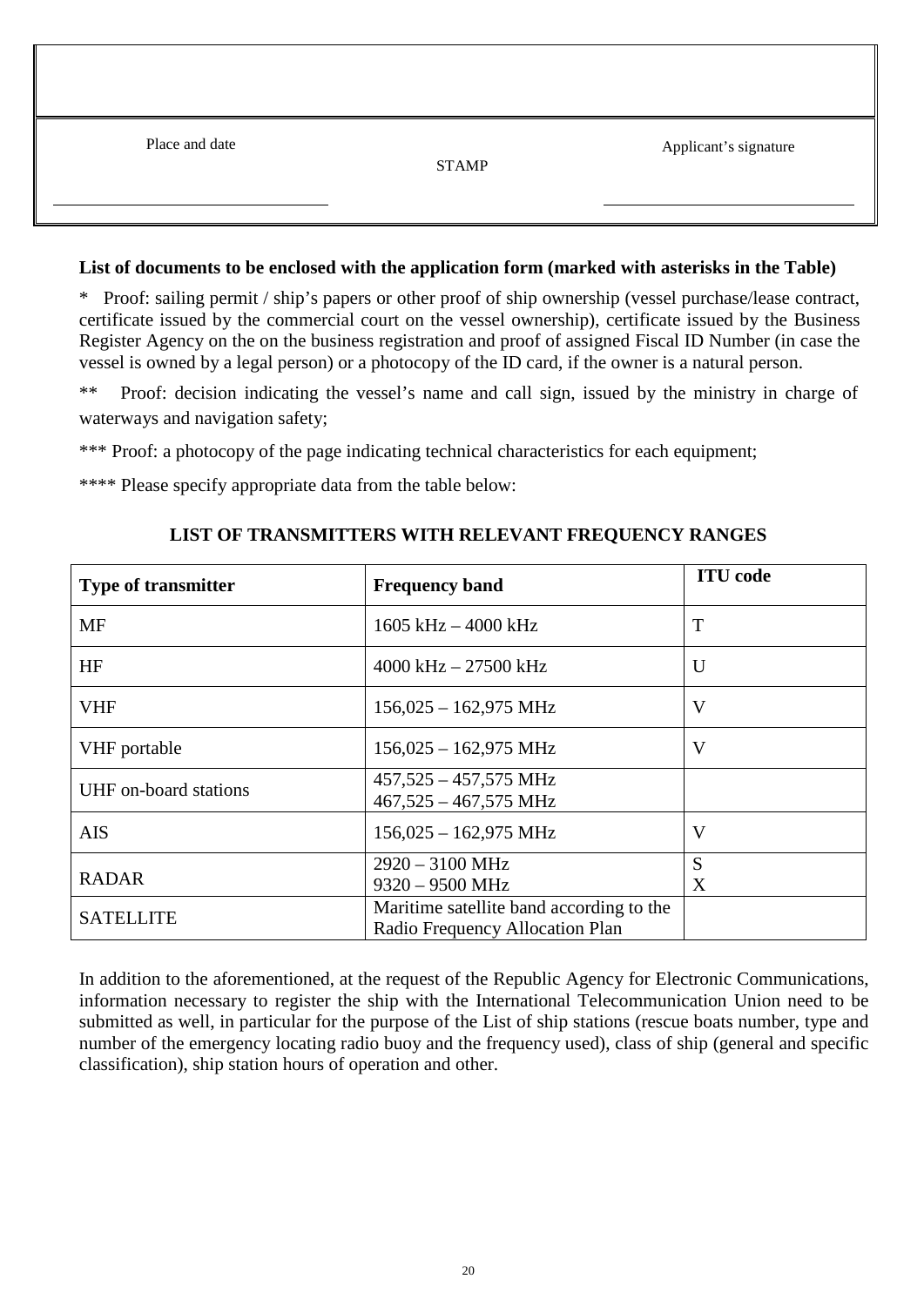| Place and date | STAMP | Applicant's signature |
| --- | --- | --- |
| | | |

**List of documents to be enclosed with the application form (marked with asterisks in the Table)**

\* Proof: sailing permit / ship's papers or other proof of ship ownership (vessel purchase/lease contract, certificate issued by the commercial court on the vessel ownership), certificate issued by the Business Register Agency on the on the business registration and proof of assigned Fiscal ID Number (in case the vessel is owned by a legal person) or a photocopy of the ID card, if the owner is a natural person.

\*\* Proof: decision indicating the vessel's name and call sign, issued by the ministry in charge of waterways and navigation safety;

\*\*\* Proof: a photocopy of the page indicating technical characteristics for each equipment;

\*\*\*\* Please specify appropriate data from the table below:

**LIST OF TRANSMITTERS WITH RELEVANT FREQUENCY RANGES**

| Type of transmitter | Frequency band | ITU code |
| --- | --- | --- |
| MF | 1605 kHz – 4000 kHz | T |
| HF | 4000 kHz – 27500 kHz | U |
| VHF | 156,025 – 162,975 MHz | V |
| VHF portable | 156,025 – 162,975 MHz | V |
| UHF on-board stations | 457,525 – 457,575 MHz<br>467,525 – 467,575 MHz | |
| AIS | 156,025 – 162,975 MHz | V |
| RADAR | 2920 – 3100 MHz<br>9320 – 9500 MHz | S<br>X |
| SATELLITE | Maritime satellite band according to the Radio Frequency Allocation Plan | |

In addition to the aforementioned, at the request of the Republic Agency for Electronic Communications, information necessary to register the ship with the International Telecommunication Union need to be submitted as well, in particular for the purpose of the List of ship stations (rescue boats number, type and number of the emergency locating radio buoy and the frequency used), class of ship (general and specific classification), ship station hours of operation and other.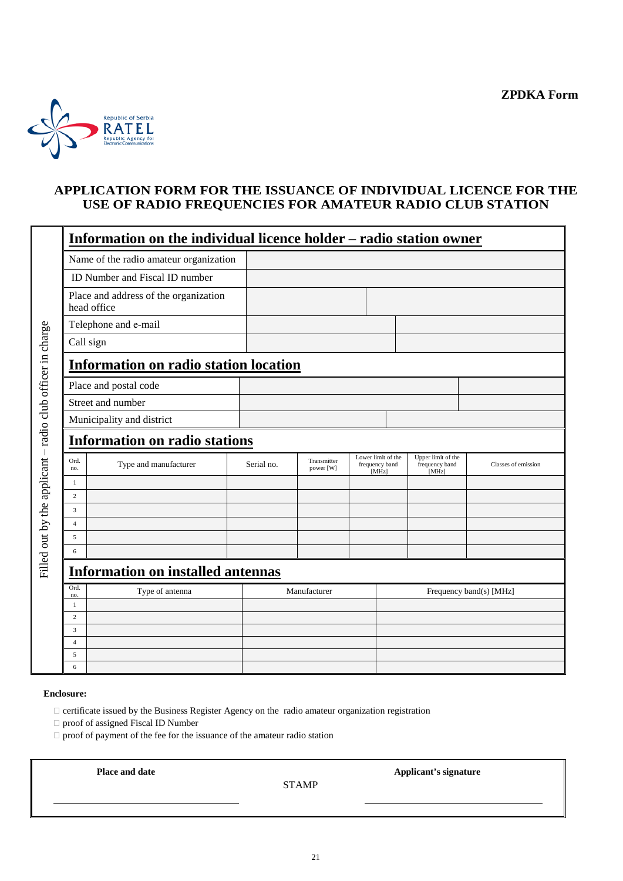**ZPDKA Form**

Republic of Serbia
RATEL
Republic Agency for Electronic Communications

# APPLICATION FORM FOR THE ISSUANCE OF INDIVIDUAL LICENCE FOR THE USE OF RADIO FREQUENCIES FOR AMATEUR RADIO CLUB STATION

*Filled out by the applicant – radio club officer in charge*

## Information on the individual licence holder – radio station owner

| | | |
|---|---|---|
| Name of the radio amateur organization | | |
| ID Number and Fiscal ID number | | |
| Place and address of the organization head office | | |
| Telephone and e-mail | | |
| Call sign | | |

## Information on radio station location

| | | |
|---|---|---|
| Place and postal code | | |
| Street and number | | |
| Municipality and district | | |

## Information on radio stations

| Ord. no. | Type and manufacturer | Serial no. | Transmitter power [W] | Lower limit of the frequency band [MHz] | Upper limit of the frequency band [MHz] | Classes of emission |
|---|---|---|---|---|---|---|
| 1 | | | | | | |
| 2 | | | | | | |
| 3 | | | | | | |
| 4 | | | | | | |
| 5 | | | | | | |
| 6 | | | | | | |

## Information on installed antennas

| Ord. no. | Type of antenna | Manufacturer | Frequency band(s) [MHz] |
|---|---|---|---|
| 1 | | | |
| 2 | | | |
| 3 | | | |
| 4 | | | |
| 5 | | | |
| 6 | | | |

**Enclosure:**

- ☐ certificate issued by the Business Register Agency on the radio amateur organization registration
- ☐ proof of assigned Fiscal ID Number
- ☐ proof of payment of the fee for the issuance of the amateur radio station

| **Place and date** | STAMP | **Applicant's signature** |
|---|---|---|
| ______________________ | | ______________________ |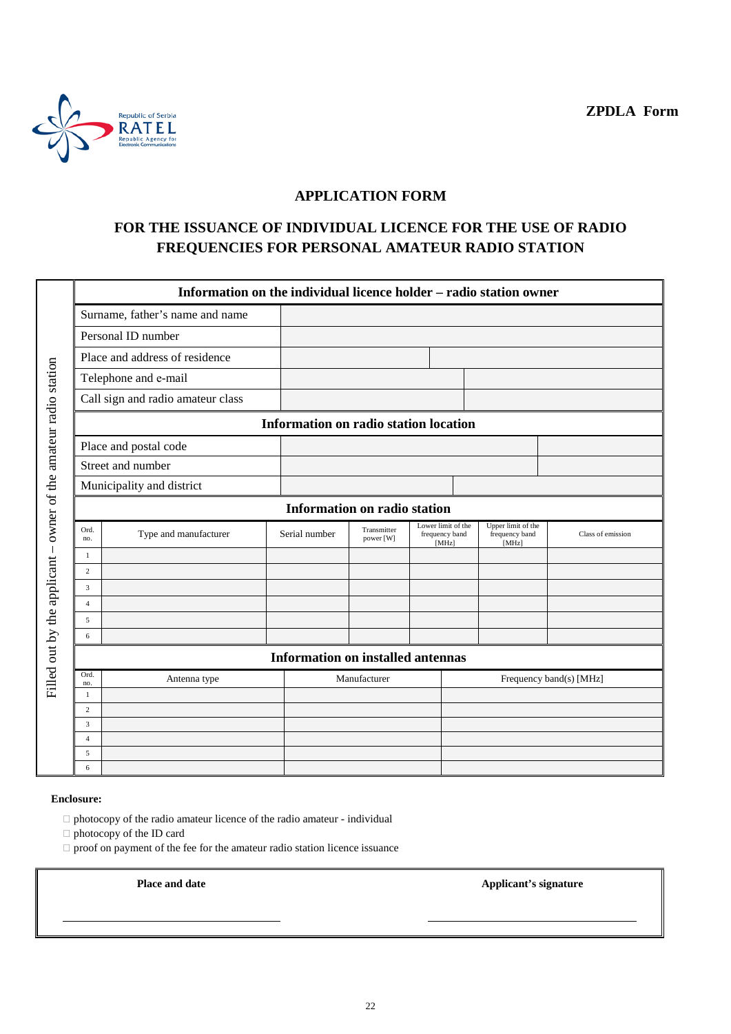Republic of Serbia
RATEL
Republic Agency for Electronic Communications

**ZPDLA Form**

## APPLICATION FORM

## FOR THE ISSUANCE OF INDIVIDUAL LICENCE FOR THE USE OF RADIO FREQUENCIES FOR PERSONAL AMATEUR RADIO STATION

*Filled out by the applicant – owner of the amateur radio station*

**Information on the individual licence holder – radio station owner**

| | | |
|---|---|---|
| Surname, father's name and name | | |
| Personal ID number | | |
| Place and address of residence | | |
| Telephone and e-mail | | |
| Call sign and radio amateur class | | |

**Information on radio station location**

| | | |
|---|---|---|
| Place and postal code | | |
| Street and number | | |
| Municipality and district | | |

**Information on radio station**

| Ord. no. | Type and manufacturer | Serial number | Transmitter power [W] | Lower limit of the frequency band [MHz] | Upper limit of the frequency band [MHz] | Class of emission |
|---|---|---|---|---|---|---|
| 1 | | | | | | |
| 2 | | | | | | |
| 3 | | | | | | |
| 4 | | | | | | |
| 5 | | | | | | |
| 6 | | | | | | |

**Information on installed antennas**

| Ord. no. | Antenna type | Manufacturer | Frequency band(s) [MHz] |
|---|---|---|---|
| 1 | | | |
| 2 | | | |
| 3 | | | |
| 4 | | | |
| 5 | | | |
| 6 | | | |

**Enclosure:**

- ☐ photocopy of the radio amateur licence of the radio amateur - individual
- ☐ photocopy of the ID card
- ☐ proof on payment of the fee for the amateur radio station licence issuance

| **Place and date** | **Applicant's signature** |
|---|---|
| ______________________ | ______________________ |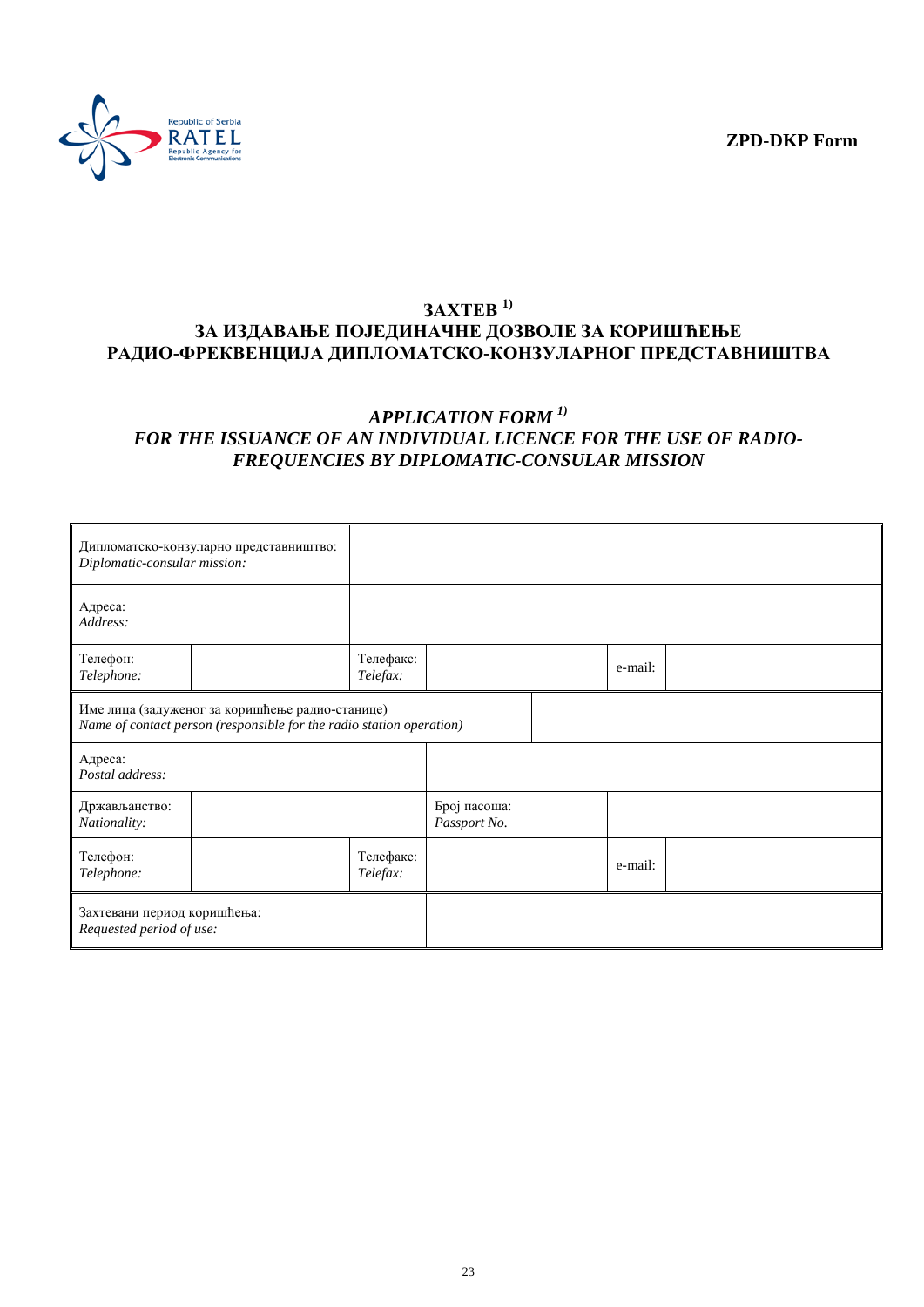**ZPD-DKP Form**

## ЗАХТЕВ [1)]
## ЗА ИЗДАВАЊЕ ПОЈЕДИНАЧНЕ ДОЗВОЛЕ ЗА КОРИШЋЕЊЕ РАДИО-ФРЕКВЕНЦИЈА ДИПЛОМАТСКО-КОНЗУЛАРНОГ ПРЕДСТАВНИШТВА

## *APPLICATION FORM [1)]*
## *FOR THE ISSUANCE OF AN INDIVIDUAL LICENCE FOR THE USE OF RADIO-FREQUENCIES BY DIPLOMATIC-CONSULAR MISSION*

| | | | | | |
|---|---|---|---|---|---|
| Дипломатско-конзуларно представништво: *Diplomatic-consular mission:* | | | | | |
| Адреса: *Address:* | | | | | |
| Телефон: *Telephone:* | | Телефакс: *Telefax:* | | e-mail: | |
| Име лица (задуженог за коришћење радио-станице) *Name of contact person (responsible for the radio station operation)* | | | | | |
| Адреса: *Postal address:* | | | | | |
| Држављанство: *Nationality:* | | | Број пасоша: *Passport No.* | | |
| Телефон: *Telephone:* | | Телефакс: *Telefax:* | | e-mail: | |
| Захтевани период коришћења: *Requested period of use:* | | | | | |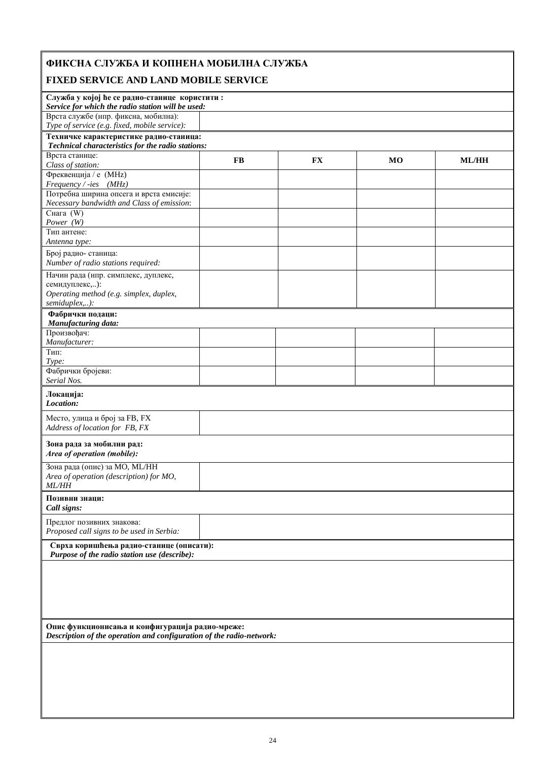# ФИКСНА СЛУЖБА И КОПНЕНА МОБИЛНА СЛУЖБА

# FIXED SERVICE AND LAND MOBILE SERVICE

**Служба у којој ће се радио-станице користити :**
***Service for which the radio station will be used:***

| Врста службе (нпр. фиксна, мобилна):<br>*Type of service (e.g. fixed, mobile service):* | |
|---|---|

**Техничке карактеристике радио-станица:**
***Technical characteristics for the radio stations:***

| Врста станице:<br>*Class of station:* | **FB** | **FX** | **MO** | **ML/HH** |
|---|---|---|---|---|
| Фреквенција / е (MHz)<br>*Frequency / -ies (MHz)* | | | | |
| Потребна ширина опсега и врста емисије:<br>*Necessary bandwidth and Class of emission*: | | | | |
| Снага (W)<br>*Power (W)* | | | | |
| Тип антене:<br>*Antenna type:* | | | | |
| Број радио- станица:<br>*Number of radio stations required:* | | | | |
| Начин рада (нпр. симплекс, дуплекс, семидуплекс,..):<br>*Operating method (e.g. simplex, duplex, semiduplex,..):* | | | | |

**Фабрички подаци:**
***Manufacturing data:***

| Произвођач:<br>*Manufacturer:* | | | | |
|---|---|---|---|---|
| Тип:<br>*Type:* | | | | |
| Фабрички бројеви:<br>*Serial Nos.* | | | | |

**Локација:**
***Location:***

| Место, улица и број за FB, FX<br>*Address of location for FB, FX* | |
|---|---|

**Зона рада за мобилни рад:**
***Area of operation (mobile):***

| Зона рада (опис) за MO, ML/HH<br>*Area of operation (description) for MO, ML/HH* | |
|---|---|

**Позивни знаци:**
***Call signs:***

| Предлог позивних знакова:<br>*Proposed call signs to be used in Serbia:* | |
|---|---|

**Сврха коришћења радио-станице (описати):**
***Purpose of the radio station use (describe):***

**Опис функционисања и конфигурација радио-мреже:**
***Description of the operation and configuration of the radio-network:***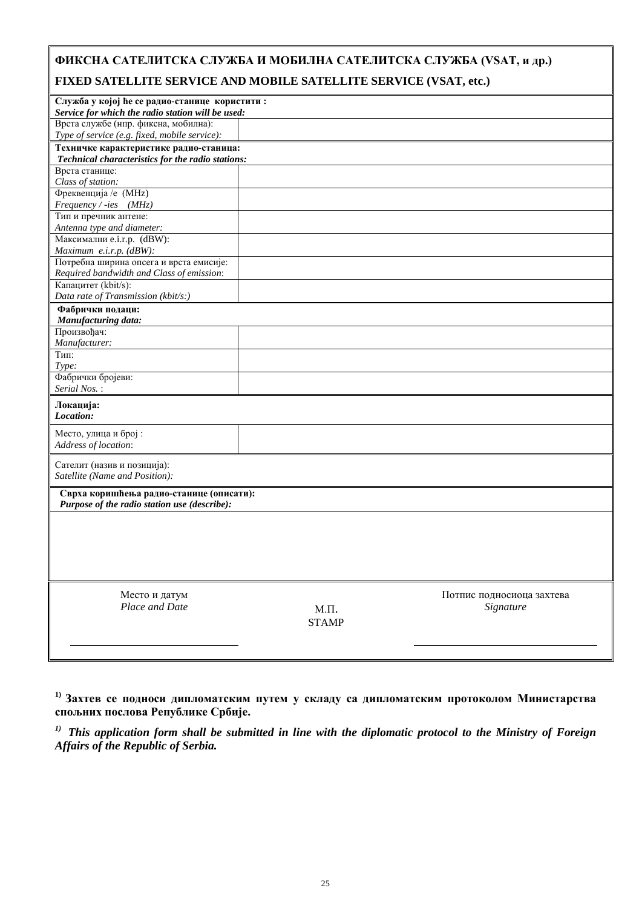| **ФИКСНА САТЕЛИТСКА СЛУЖБА И МОБИЛНА САТЕЛИТСКА СЛУЖБА (VSAT, и др.)**<br>**FIXED SATELLITE SERVICE AND MOBILE SATELLITE SERVICE (VSAT, etc.)** | |
|---|---|
| **Служба у којој ће се радио-станице користити :**<br>***Service for which the radio station will be used:*** | |
| Врста службе (нпр. фиксна, мобилна):<br>*Type of service (e.g. fixed, mobile service):* | |
| **Техничке карактеристике радио-станица:**<br>***Technical characteristics for the radio stations:*** | |
| Врста станице:<br>*Class of station:* | |
| Фреквенција /е (MHz)<br>*Frequency / -ies (MHz)* | |
| Тип и пречник антене:<br>*Antenna type and diameter:* | |
| Максимални e.i.r.p. (dBW):<br>*Maximum e.i.r.p. (dBW):* | |
| Потребна ширина опсега и врста емисије:<br>*Required bandwidth and Class of emission:* | |
| Капацитет (kbit/s):<br>*Data rate of Transmission (kbit/s:)* | |
| **Фабрички подаци:**<br>***Manufacturing data:*** | |
| Произвођач:<br>*Manufacturer:* | |
| Тип:<br>*Type:* | |
| Фабрички бројеви:<br>*Serial Nos. :* | |
| **Локација:**<br>***Location:*** | |
| Место, улица и број :<br>*Address of location:* | |
| Сателит (назив и позиција):<br>*Satellite (Name and Position):* | |
| **Сврха коришћења радио-станице (описати):**<br>***Purpose of the radio station use (describe):*** | |
| | |

| Место и датум<br>*Place and Date* | М.П.<br>STAMP | Потпис подносиоца захтева<br>*Signature* |
|---|---|---|
| \_\_\_\_\_\_\_\_\_\_\_\_\_\_\_\_\_\_\_\_\_\_\_\_ | | \_\_\_\_\_\_\_\_\_\_\_\_\_\_\_\_\_\_\_\_\_\_\_\_ |

**[1] Захтев се подноси дипломатским путем у складу са дипломатским протоколом Министарства спољних послова Републике Србије.**

***[1] This application form shall be submitted in line with the diplomatic protocol to the Ministry of Foreign Affairs of the Republic of Serbia.***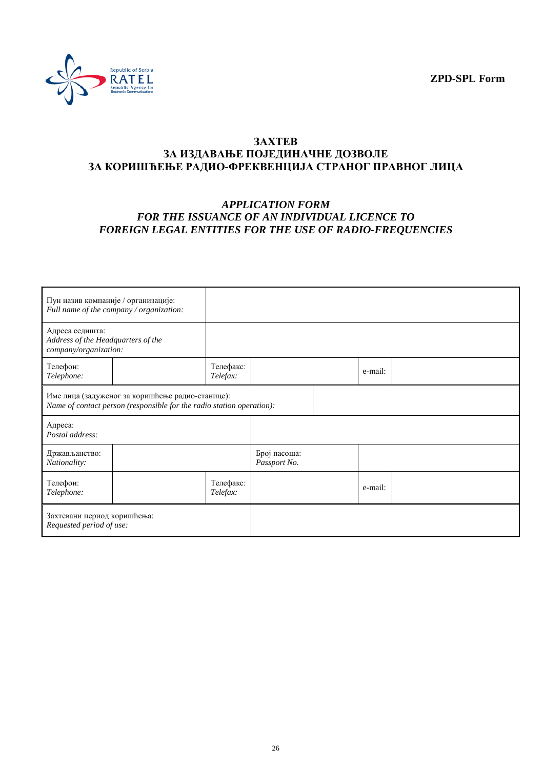**ZPD-SPL Form**

# ЗАХТЕВ
# ЗА ИЗДАВАЊЕ ПОЈЕДИНАЧНЕ ДОЗВОЛЕ
# ЗА КОРИШЋЕЊЕ РАДИО-ФРЕКВЕНЦИЈА СТРАНОГ ПРАВНОГ ЛИЦА

## *APPLICATION FORM*
## *FOR THE ISSUANCE OF AN INDIVIDUAL LICENCE TO*
## *FOREIGN LEGAL ENTITIES FOR THE USE OF RADIO-FREQUENCIES*

| | | | | | |
|---|---|---|---|---|---|
| Пун назив компаније / организације: *Full name of the company / organization:* | | | | | |
| Адреса седишта: *Address of the Headquarters of the company/organization:* | | | | | |
| Телефон: *Telephone:* | | Телефакс: *Telefax:* | | e-mail: | |
| Име лица (задуженог за коришћење радио-станице): *Name of contact person (responsible for the radio station operation):* | | | | | |
| Адреса: *Postal address:* | | | | | |
| Држављанство: *Nationality:* | | | Број пасоша: *Passport No.* | | |
| Телефон: *Telephone:* | | Телефакс: *Telefax:* | | e-mail: | |
| Захтевани период коришћења: *Requested period of use:* | | | | | |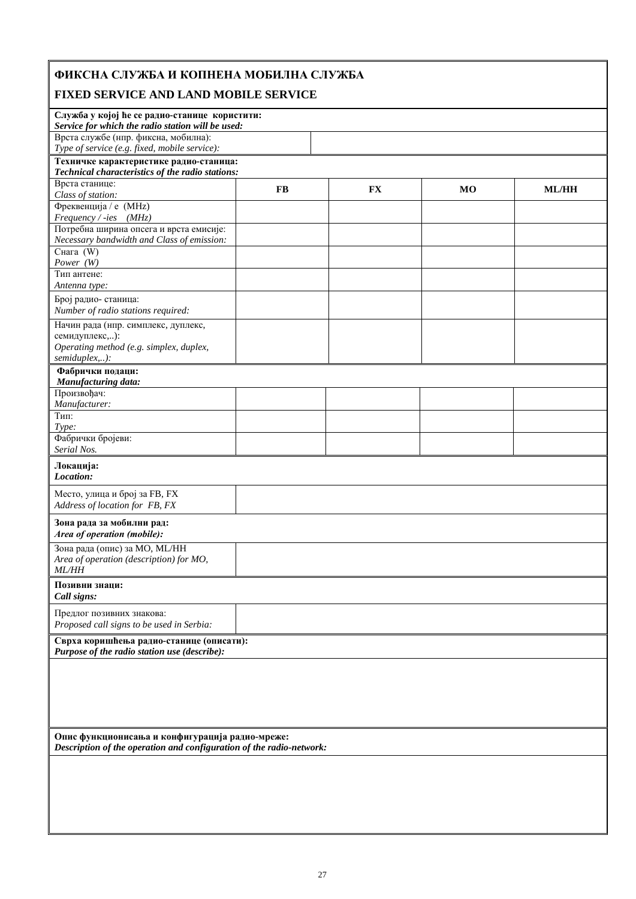## ФИКСНА СЛУЖБА И КОПНЕНА МОБИЛНА СЛУЖБА

## FIXED SERVICE AND LAND MOBILE SERVICE

**Служба у којој ће се радио-станице користити:**
***Service for which the radio station will be used:***

| | |
|---|---|
| Врста службе (нпр. фиксна, мобилна):<br>*Type of service (e.g. fixed, mobile service):* | |

**Техничке карактеристике радио-станица:**
***Technical characteristics of the radio stations:***

| | | | | |
|---|---|---|---|---|
| Врста станице:<br>*Class of station:* | **FB** | **FX** | **MO** | **ML/HH** |
| Фреквенција / е (MHz)<br>*Frequency / -ies (MHz)* | | | | |
| Потребна ширина опсега и врста емисије:<br>*Necessary bandwidth and Class of emission:* | | | | |
| Снага (W)<br>*Power (W)* | | | | |
| Тип антене:<br>*Antenna type:* | | | | |
| Број радио- станица:<br>*Number of radio stations required:* | | | | |
| Начин рада (нпр. симплекс, дуплекс, семидуплекс,..):<br>*Operating method (e.g. simplex, duplex, semiduplex,..):* | | | | |

**Фабрички подаци:**
***Manufacturing data:***

| | | | | |
|---|---|---|---|---|
| Произвођач:<br>*Manufacturer:* | | | | |
| Тип:<br>*Type:* | | | | |
| Фабрички бројеви:<br>*Serial Nos.* | | | | |

**Локација:**
***Location:***

| | |
|---|---|
| Место, улица и број за FB, FX<br>*Address of location for FB, FX* | |

**Зона рада за мобилни рад:**
***Area of operation (mobile):***

| | |
|---|---|
| Зона рада (опис) за MO, ML/HH<br>*Area of operation (description) for MO, ML/HH* | |

**Позивни знаци:**
***Call signs:***

| | |
|---|---|
| Предлог позивних знакова:<br>*Proposed call signs to be used in Serbia:* | |

**Сврха коришћења радио-станице (описати):**
***Purpose of the radio station use (describe):***

**Опис функционисања и конфигурација радио-мреже:**
***Description of the operation and configuration of the radio-network:***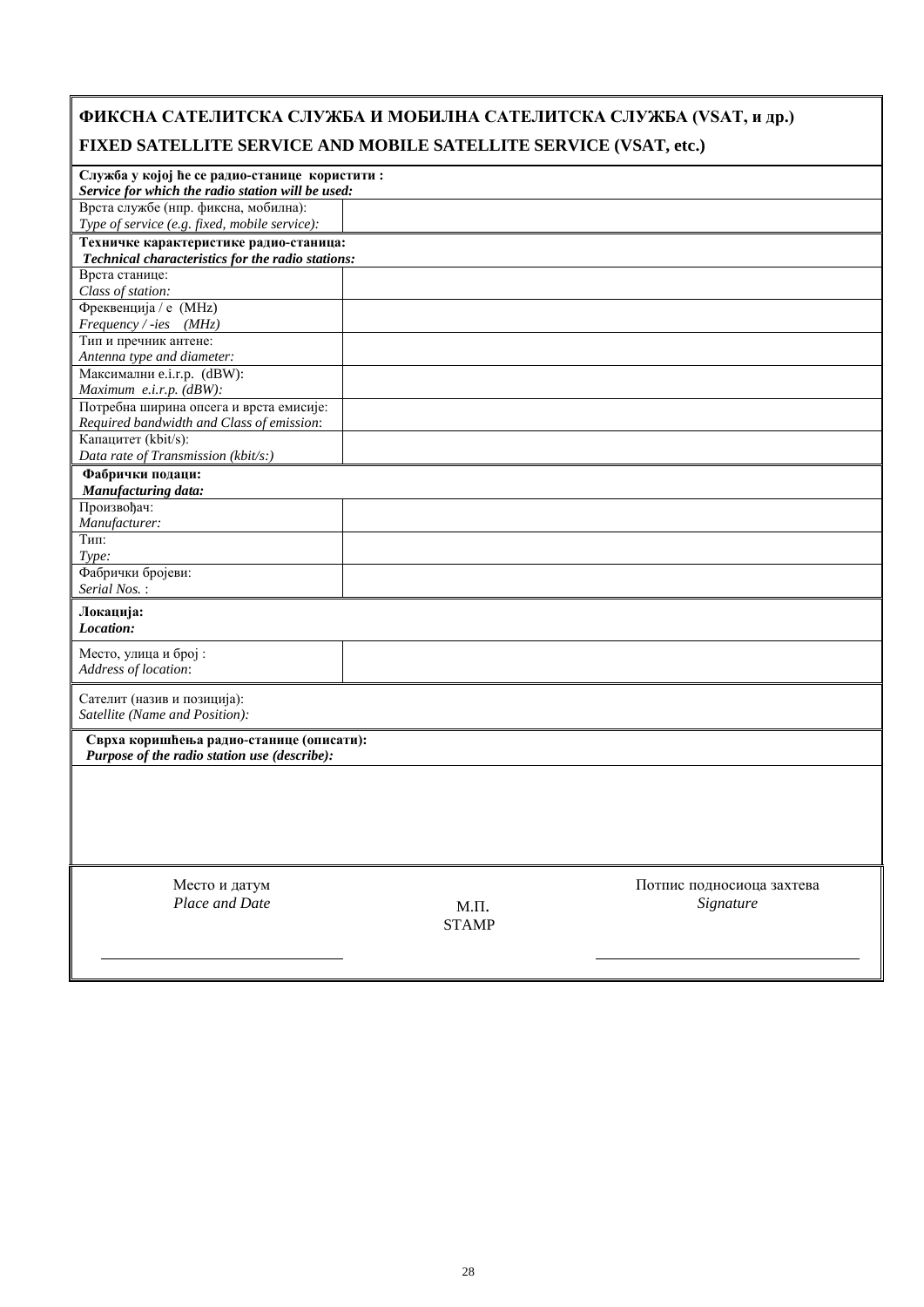## ФИКСНА САТЕЛИТСКА СЛУЖБА И МОБИЛНА САТЕЛИТСКА СЛУЖБА (VSAT, и др.)

## FIXED SATELLITE SERVICE AND MOBILE SATELLITE SERVICE (VSAT, etc.)

| **Служба у којој ће се радио-станице користити :**<br>***Service for which the radio station will be used:*** | |
|---|---|
| Врста службе (нпр. фиксна, мобилна):<br>*Type of service (e.g. fixed, mobile service):* | |
| **Техничке карактеристике радио-станица:**<br>***Technical characteristics for the radio stations:*** | |
| Врста станице:<br>*Class of station:* | |
| Фреквенција / е (MHz)<br>*Frequency / -ies (MHz)* | |
| Тип и пречник антене:<br>*Antenna type and diameter:* | |
| Максимални e.i.r.p. (dBW):<br>*Maximum e.i.r.p. (dBW):* | |
| Потребна ширина опсега и врста емисије:<br>*Required bandwidth and Class of emission*: | |
| Капацитет (kbit/s):<br>*Data rate of Transmission (kbit/s:)* | |
| **Фабрички подаци:**<br>***Manufacturing data:*** | |
| Произвођач:<br>*Manufacturer:* | |
| Тип:<br>*Type:* | |
| Фабрички бројеви:<br>*Serial Nos.* : | |
| **Локација:**<br>***Location:*** | |
| Место, улица и број :<br>*Address of location*: | |
| Сателит (назив и позиција):<br>*Satellite (Name and Position):* | |
| **Сврха коришћења радио-станице (описати):**<br>***Purpose of the radio station use (describe):*** | |
| | |

| Место и датум<br>*Place and Date* | М.П.<br>STAMP | Потпис подносиоца захтева<br>*Signature* |
|---|---|---|
| \_\_\_\_\_\_\_\_\_\_\_\_\_\_\_\_\_\_\_\_\_\_\_\_\_\_\_\_\_\_\_\_ | | \_\_\_\_\_\_\_\_\_\_\_\_\_\_\_\_\_\_\_\_\_\_\_\_\_\_\_\_\_\_\_\_ |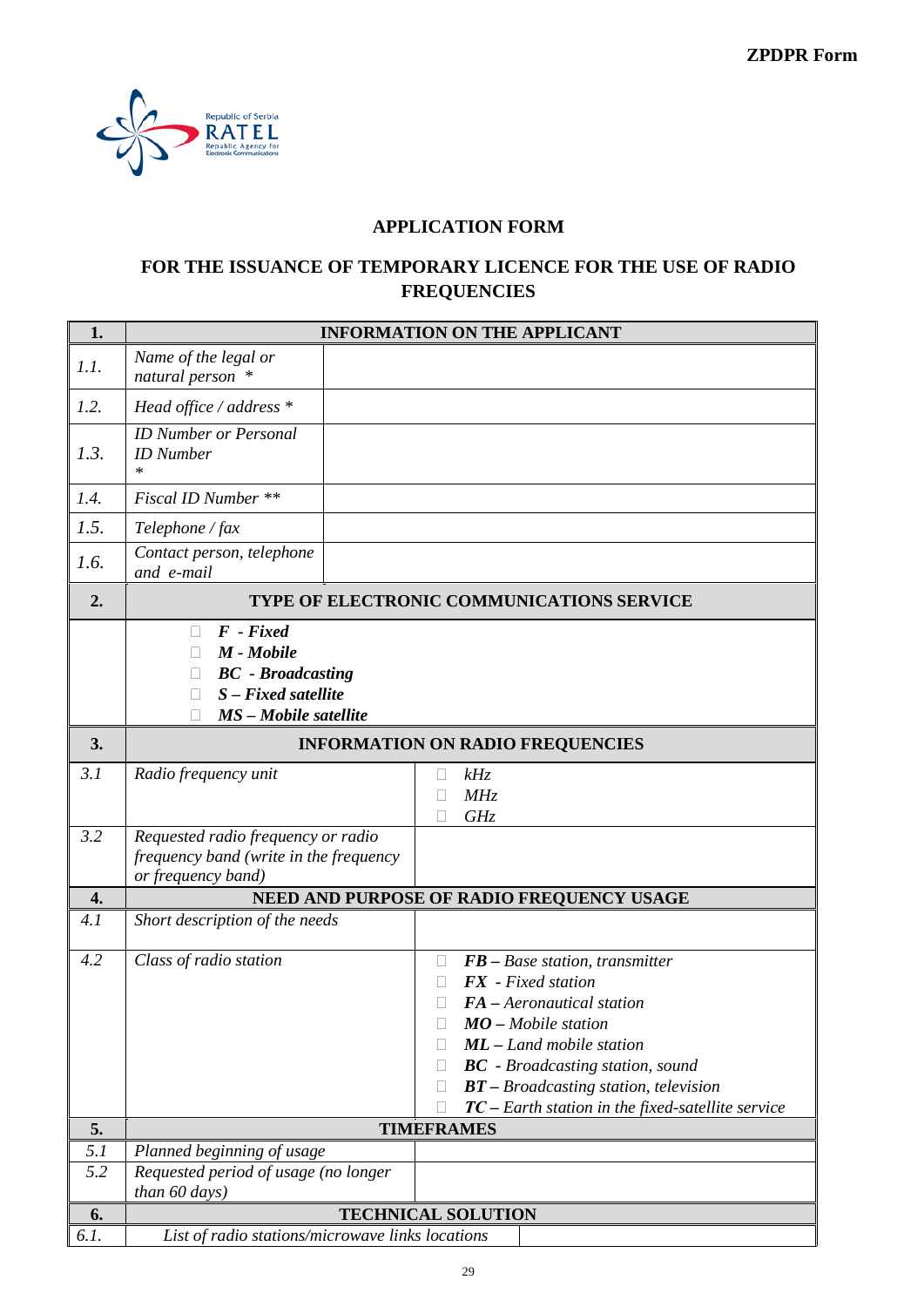**ZPDPR Form**

Republic of Serbia
RATEL
Republic Agency for Electronic Communications

## APPLICATION FORM

## FOR THE ISSUANCE OF TEMPORARY LICENCE FOR THE USE OF RADIO FREQUENCIES

| **1.** | **INFORMATION ON THE APPLICANT** | |
|---|---|---|
| *1.1.* | *Name of the legal or natural person* * | |
| *1.2.* | *Head office / address* * | |
| *1.3.* | *ID Number or Personal ID Number* * | |
| *1.4.* | *Fiscal ID Number* ** | |
| *1.5.* | *Telephone / fax* | |
| *1.6.* | *Contact person, telephone and e-mail* | |
| **2.** | **TYPE OF ELECTRONIC COMMUNICATIONS SERVICE** | |
| | ☐ ***F - Fixed***<br>☐ ***M - Mobile***<br>☐ ***BC - Broadcasting***<br>☐ ***S – Fixed satellite***<br>☐ ***MS – Mobile satellite*** | |
| **3.** | **INFORMATION ON RADIO FREQUENCIES** | |
| *3.1* | *Radio frequency unit* | ☐ *kHz*<br>☐ *MHz*<br>☐ *GHz* |
| *3.2* | *Requested radio frequency or radio frequency band (write in the frequency or frequency band)* | |
| **4.** | **NEED AND PURPOSE OF RADIO FREQUENCY USAGE** | |
| *4.1* | *Short description of the needs* | |
| *4.2* | *Class of radio station* | ☐ ***FB*** *– Base station, transmitter*<br>☐ ***FX*** *- Fixed station*<br>☐ ***FA*** *– Aeronautical station*<br>☐ ***MO*** *– Mobile station*<br>☐ ***ML*** *– Land mobile station*<br>☐ ***BC*** *- Broadcasting station, sound*<br>☐ ***BT*** *– Broadcasting station, television*<br>☐ ***TC*** *– Earth station in the fixed-satellite service* |
| **5.** | **TIMEFRAMES** | |
| *5.1* | *Planned beginning of usage* | |
| *5.2* | *Requested period of usage (no longer than 60 days)* | |
| **6.** | **TECHNICAL SOLUTION** | |
| *6.1.* | *List of radio stations/microwave links locations* | |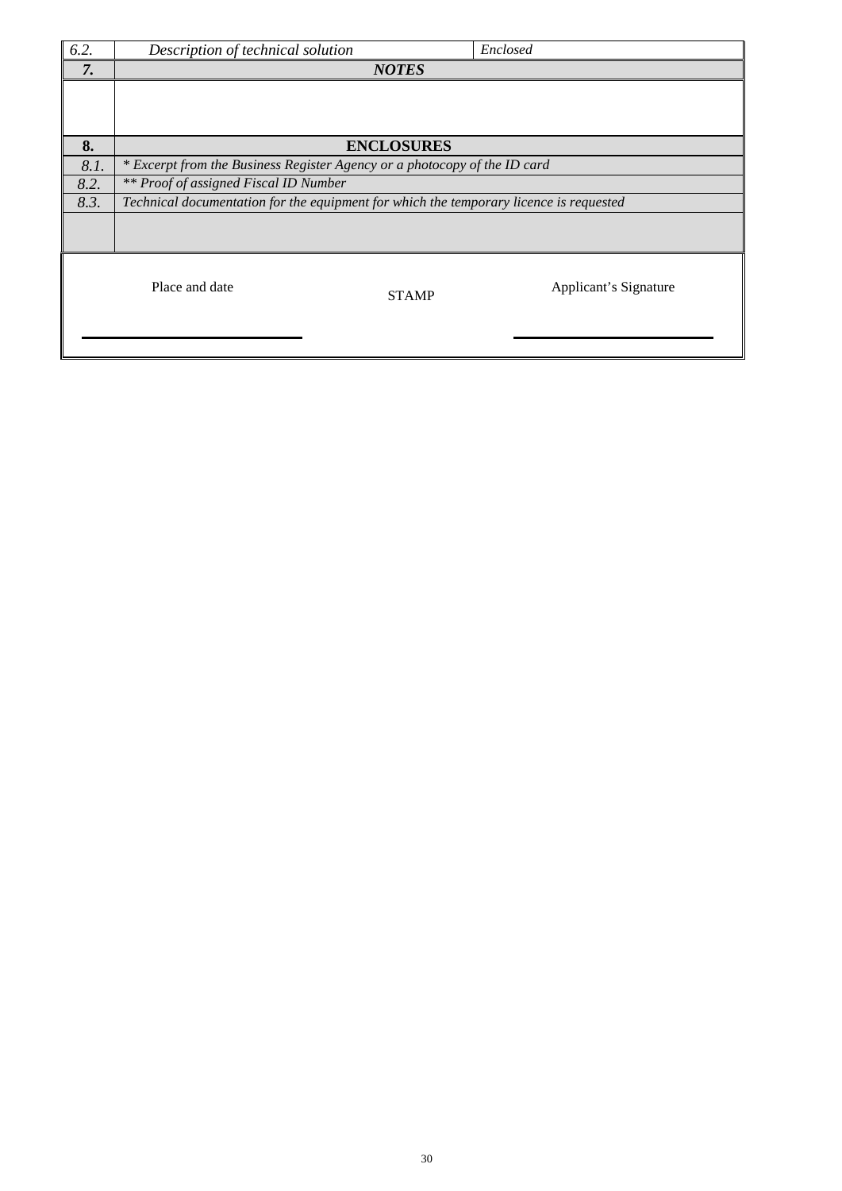| | | |
|---|---|---|
| *6.2.* | *Description of technical solution* | *Enclosed* |
| ***7.*** | ***NOTES*** | |
| | | |
| **8.** | **ENCLOSURES** | |
| *8.1.* | *\* Excerpt from the Business Register Agency or a photocopy of the ID card* | |
| *8.2.* | *\*\* Proof of assigned Fiscal ID Number* | |
| *8.3.* | *Technical documentation for the equipment for which the temporary licence is requested* | |
| | | |

| Place and date | STAMP | Applicant’s Signature |
|---|---|---|
| \_\_\_\_\_\_\_\_\_\_\_\_\_\_\_\_\_\_\_\_\_\_\_\_ | | \_\_\_\_\_\_\_\_\_\_\_\_\_\_\_\_\_\_\_\_\_\_\_\_ |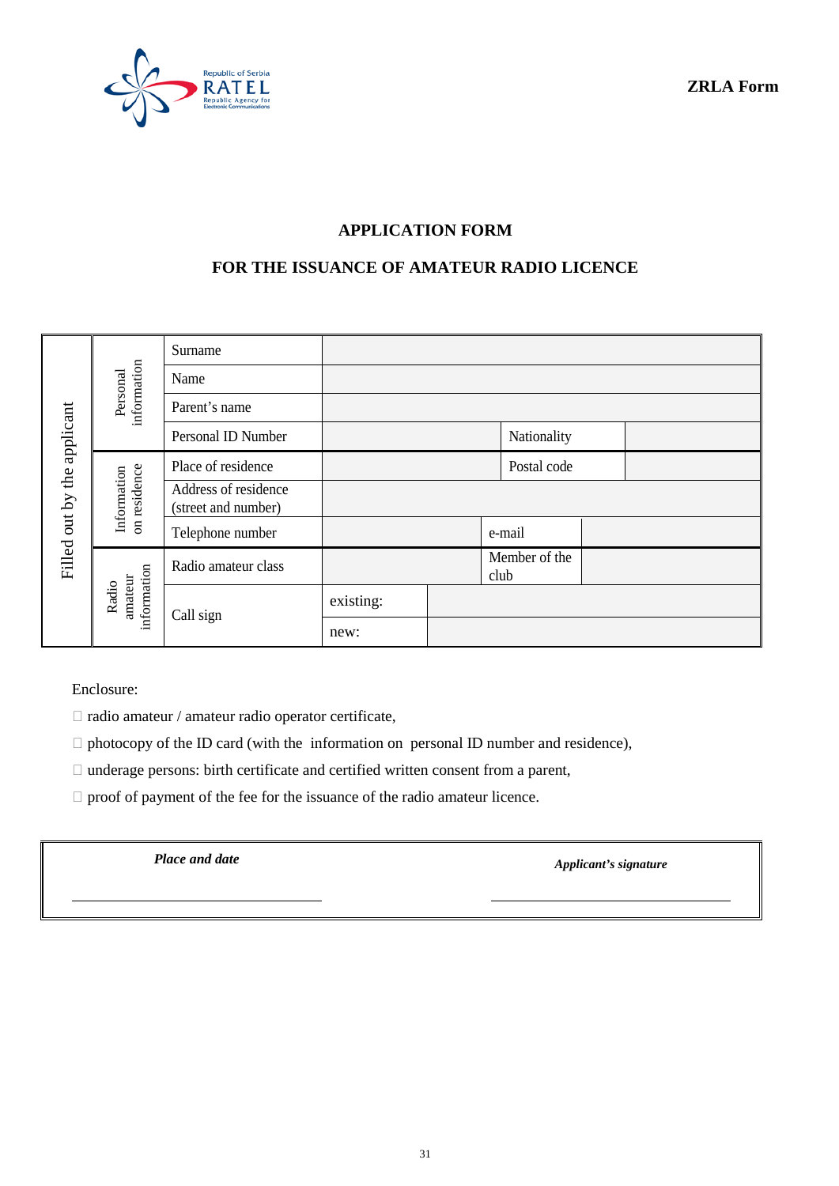**ZRLA Form**

## APPLICATION FORM

## FOR THE ISSUANCE OF AMATEUR RADIO LICENCE

| | | | | | | |
|---|---|---|---|---|---|---|
| Filled out by the applicant | Personal information | Surname | | | | |
| | | Name | | | | |
| | | Parent's name | | | | |
| | | Personal ID Number | | | Nationality | |
| | Information on residence | Place of residence | | | Postal code | |
| | | Address of residence (street and number) | | | | |
| | | Telephone number | | | e-mail | |
| | Radio amateur information | Radio amateur class | | | Member of the club | |
| | | Call sign | existing: | | | |
| | | | new: | | | |

Enclosure:

- radio amateur / amateur radio operator certificate,
- photocopy of the ID card (with the information on personal ID number and residence),
- underage persons: birth certificate and certified written consent from a parent,
- proof of payment of the fee for the issuance of the radio amateur licence.

| | |
|---|---|
| ***Place and date*** | ***Applicant's signature*** |
| ______________________________ | ______________________________ |